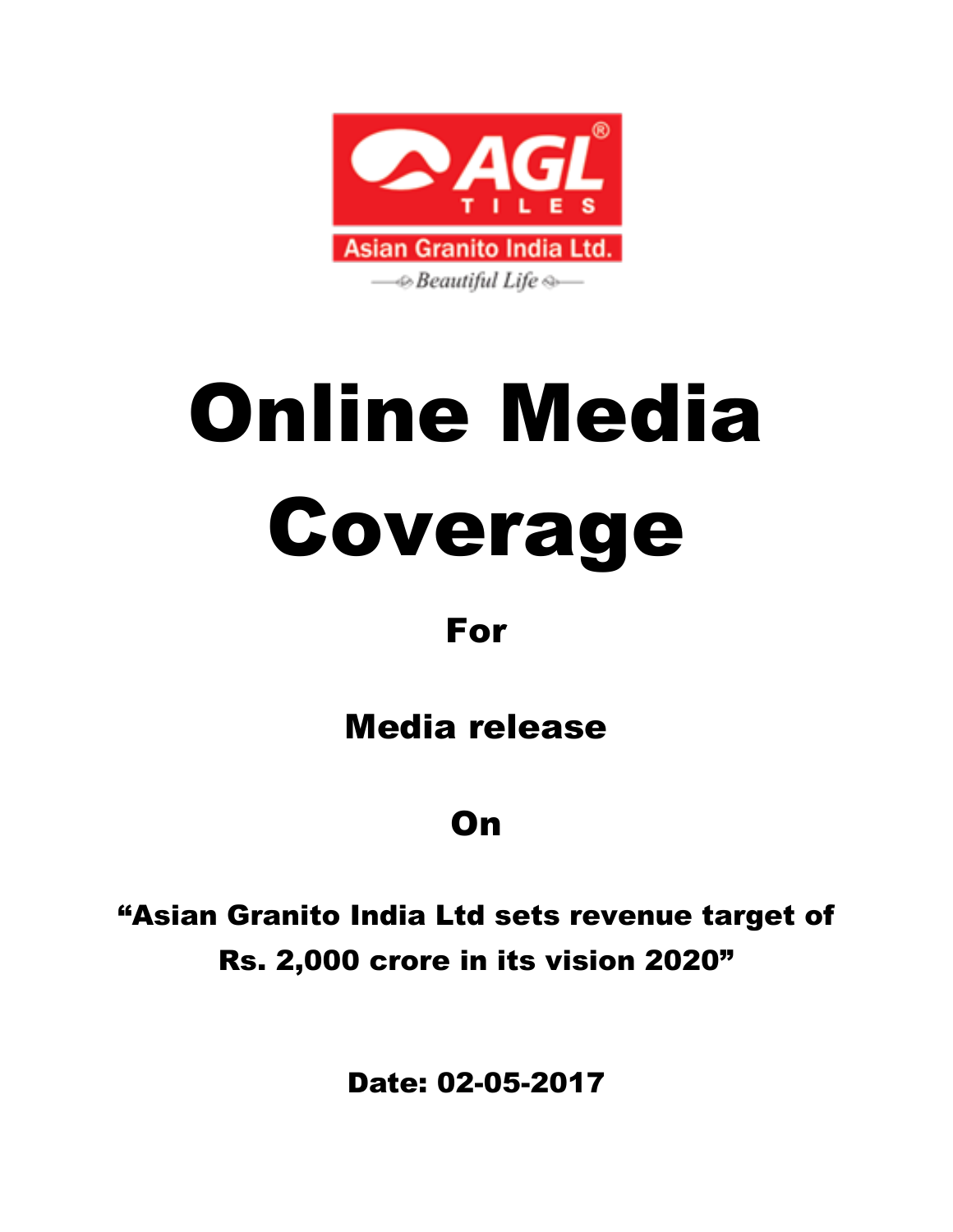AGL TILES

Asian Granito India Ltd.

Beautiful Life

# Online Media Coverage

## For

## Media release

## On

### "Asian Granito India Ltd sets revenue target of Rs. 2,000 crore in its vision 2020"

**Date: 02-05-2017**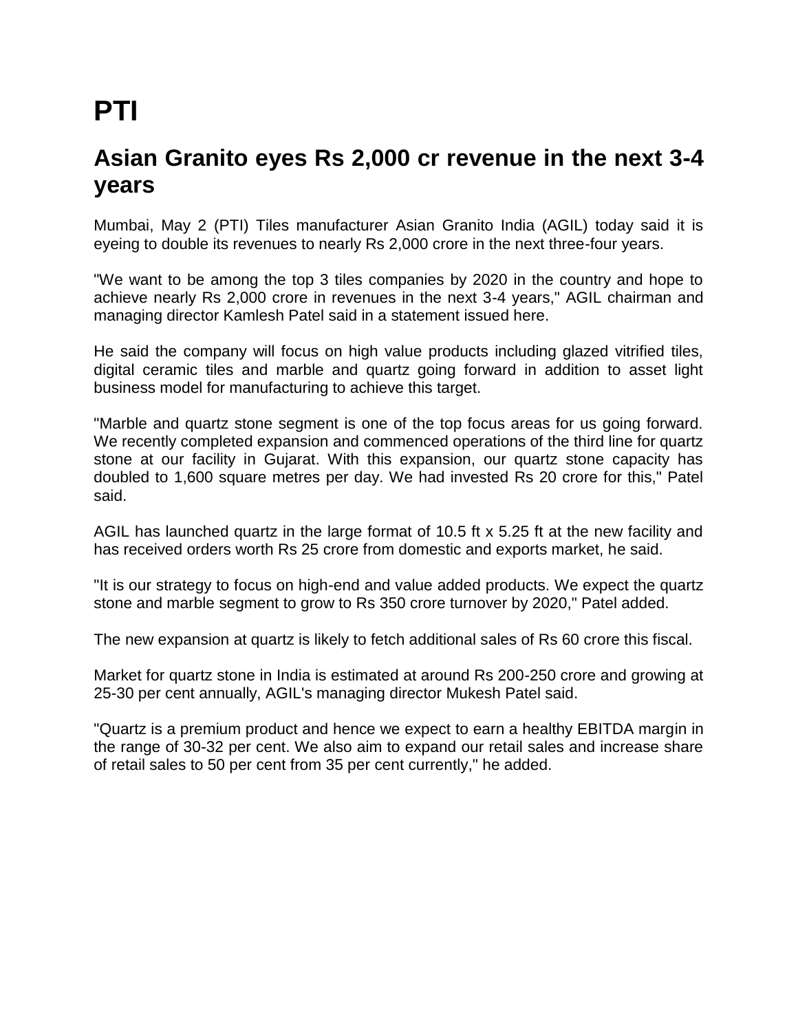# PTI

## Asian Granito eyes Rs 2,000 cr revenue in the next 3-4 years

Mumbai, May 2 (PTI) Tiles manufacturer Asian Granito India (AGIL) today said it is eyeing to double its revenues to nearly Rs 2,000 crore in the next three-four years.

"We want to be among the top 3 tiles companies by 2020 in the country and hope to achieve nearly Rs 2,000 crore in revenues in the next 3-4 years," AGIL chairman and managing director Kamlesh Patel said in a statement issued here.

He said the company will focus on high value products including glazed vitrified tiles, digital ceramic tiles and marble and quartz going forward in addition to asset light business model for manufacturing to achieve this target.

"Marble and quartz stone segment is one of the top focus areas for us going forward. We recently completed expansion and commenced operations of the third line for quartz stone at our facility in Gujarat. With this expansion, our quartz stone capacity has doubled to 1,600 square metres per day. We had invested Rs 20 crore for this," Patel said.

AGIL has launched quartz in the large format of 10.5 ft x 5.25 ft at the new facility and has received orders worth Rs 25 crore from domestic and exports market, he said.

"It is our strategy to focus on high-end and value added products. We expect the quartz stone and marble segment to grow to Rs 350 crore turnover by 2020," Patel added.

The new expansion at quartz is likely to fetch additional sales of Rs 60 crore this fiscal.

Market for quartz stone in India is estimated at around Rs 200-250 crore and growing at 25-30 per cent annually, AGIL's managing director Mukesh Patel said.

"Quartz is a premium product and hence we expect to earn a healthy EBITDA margin in the range of 30-32 per cent. We also aim to expand our retail sales and increase share of retail sales to 50 per cent from 35 per cent currently," he added.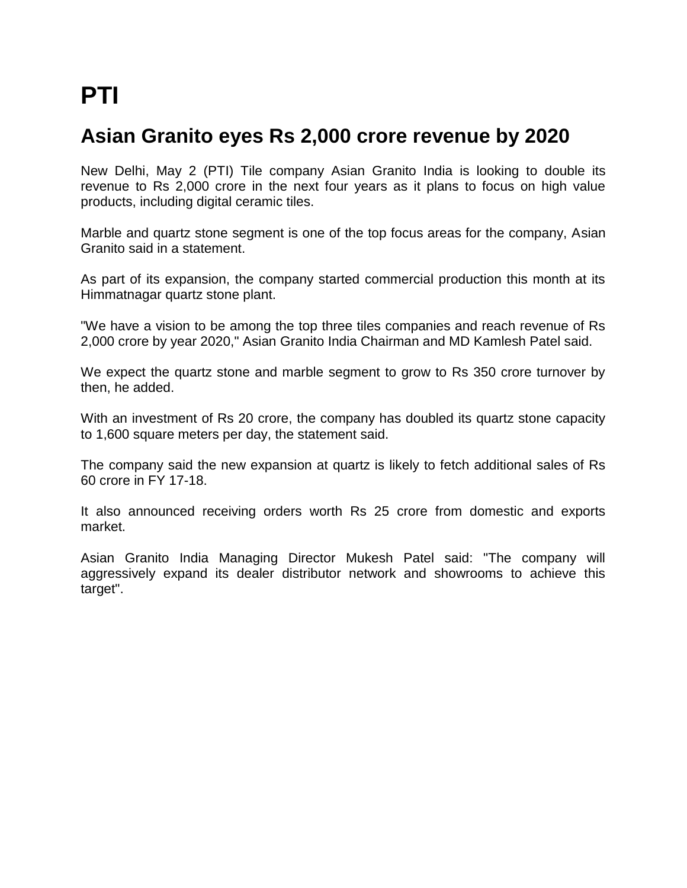# PTI

## Asian Granito eyes Rs 2,000 crore revenue by 2020

New Delhi, May 2 (PTI) Tile company Asian Granito India is looking to double its revenue to Rs 2,000 crore in the next four years as it plans to focus on high value products, including digital ceramic tiles.

Marble and quartz stone segment is one of the top focus areas for the company, Asian Granito said in a statement.

As part of its expansion, the company started commercial production this month at its Himmatnagar quartz stone plant.

"We have a vision to be among the top three tiles companies and reach revenue of Rs 2,000 crore by year 2020," Asian Granito India Chairman and MD Kamlesh Patel said.

We expect the quartz stone and marble segment to grow to Rs 350 crore turnover by then, he added.

With an investment of Rs 20 crore, the company has doubled its quartz stone capacity to 1,600 square meters per day, the statement said.

The company said the new expansion at quartz is likely to fetch additional sales of Rs 60 crore in FY 17-18.

It also announced receiving orders worth Rs 25 crore from domestic and exports market.

Asian Granito India Managing Director Mukesh Patel said: "The company will aggressively expand its dealer distributor network and showrooms to achieve this target".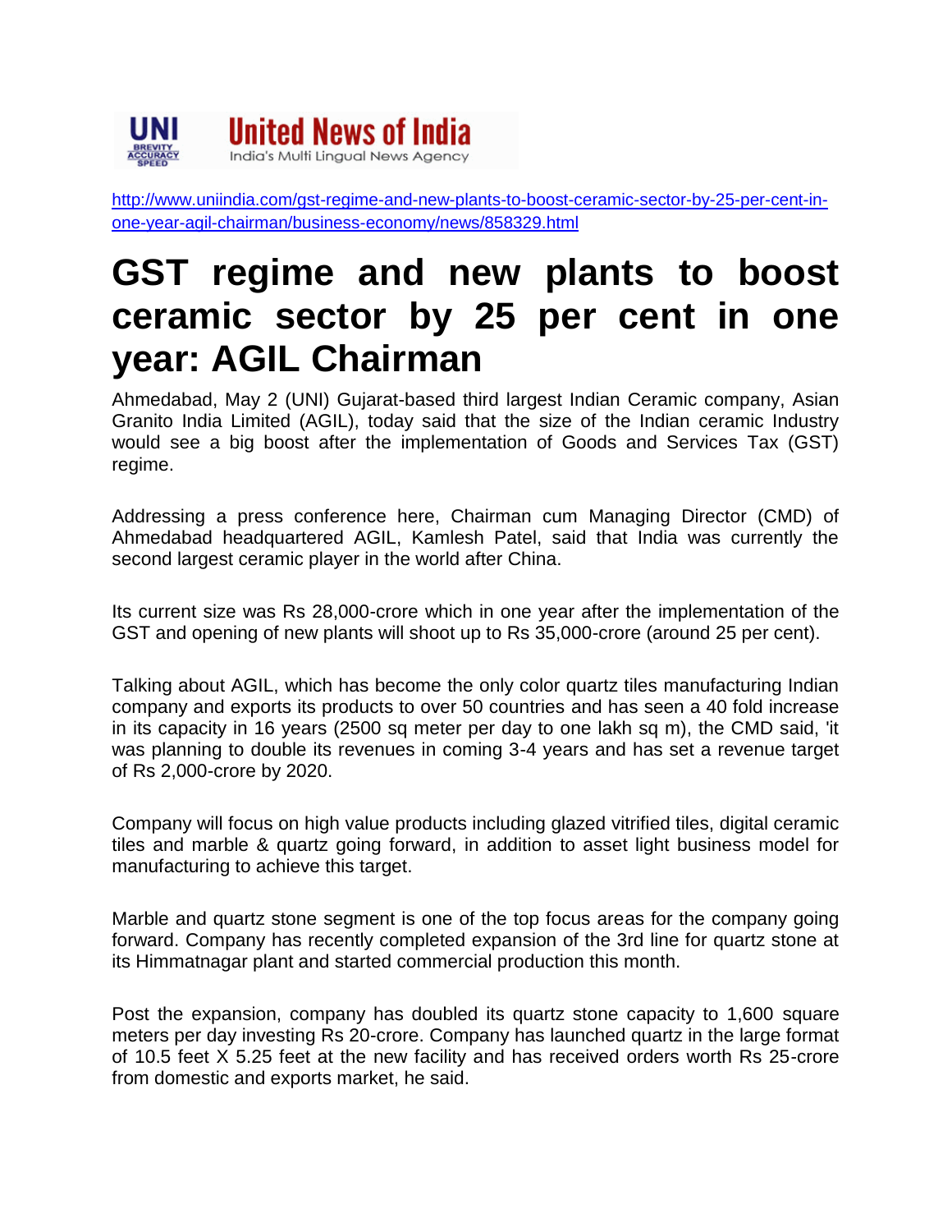**United News of India**

India's Multi Lingual News Agency

http://www.uniindia.com/gst-regime-and-new-plants-to-boost-ceramic-sector-by-25-per-cent-in-one-year-agil-chairman/business-economy/news/858329.html

# GST regime and new plants to boost ceramic sector by 25 per cent in one year: AGIL Chairman

Ahmedabad, May 2 (UNI) Gujarat-based third largest Indian Ceramic company, Asian Granito India Limited (AGIL), today said that the size of the Indian ceramic Industry would see a big boost after the implementation of Goods and Services Tax (GST) regime.

Addressing a press conference here, Chairman cum Managing Director (CMD) of Ahmedabad headquartered AGIL, Kamlesh Patel, said that India was currently the second largest ceramic player in the world after China.

Its current size was Rs 28,000-crore which in one year after the implementation of the GST and opening of new plants will shoot up to Rs 35,000-crore (around 25 per cent).

Talking about AGIL, which has become the only color quartz tiles manufacturing Indian company and exports its products to over 50 countries and has seen a 40 fold increase in its capacity in 16 years (2500 sq meter per day to one lakh sq m), the CMD said, 'it was planning to double its revenues in coming 3-4 years and has set a revenue target of Rs 2,000-crore by 2020.

Company will focus on high value products including glazed vitrified tiles, digital ceramic tiles and marble & quartz going forward, in addition to asset light business model for manufacturing to achieve this target.

Marble and quartz stone segment is one of the top focus areas for the company going forward. Company has recently completed expansion of the 3rd line for quartz stone at its Himmatnagar plant and started commercial production this month.

Post the expansion, company has doubled its quartz stone capacity to 1,600 square meters per day investing Rs 20-crore. Company has launched quartz in the large format of 10.5 feet X 5.25 feet at the new facility and has received orders worth Rs 25-crore from domestic and exports market, he said.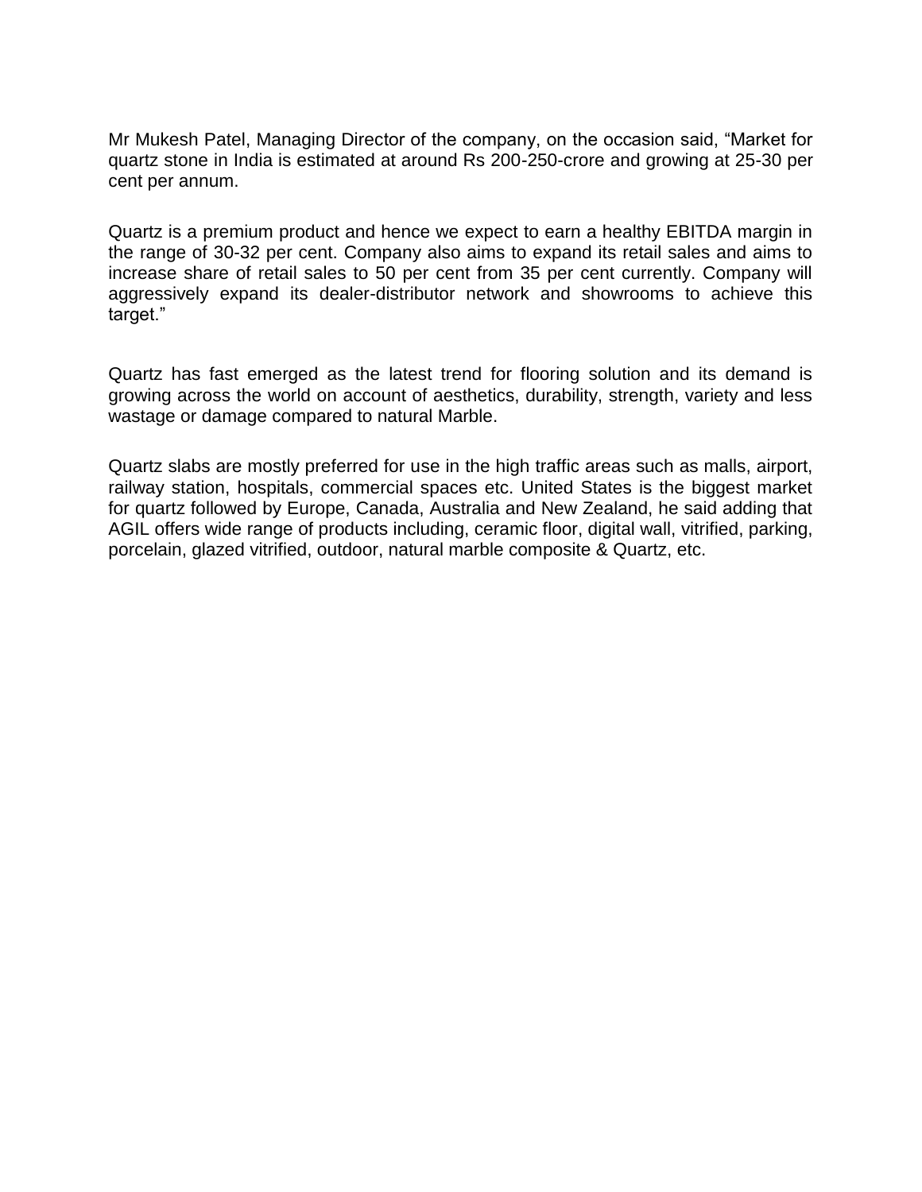Mr Mukesh Patel, Managing Director of the company, on the occasion said, “Market for quartz stone in India is estimated at around Rs 200-250-crore and growing at 25-30 per cent per annum.

Quartz is a premium product and hence we expect to earn a healthy EBITDA margin in the range of 30-32 per cent. Company also aims to expand its retail sales and aims to increase share of retail sales to 50 per cent from 35 per cent currently. Company will aggressively expand its dealer-distributor network and showrooms to achieve this target.”

Quartz has fast emerged as the latest trend for flooring solution and its demand is growing across the world on account of aesthetics, durability, strength, variety and less wastage or damage compared to natural Marble.

Quartz slabs are mostly preferred for use in the high traffic areas such as malls, airport, railway station, hospitals, commercial spaces etc. United States is the biggest market for quartz followed by Europe, Canada, Australia and New Zealand, he said adding that AGIL offers wide range of products including, ceramic floor, digital wall, vitrified, parking, porcelain, glazed vitrified, outdoor, natural marble composite & Quartz, etc.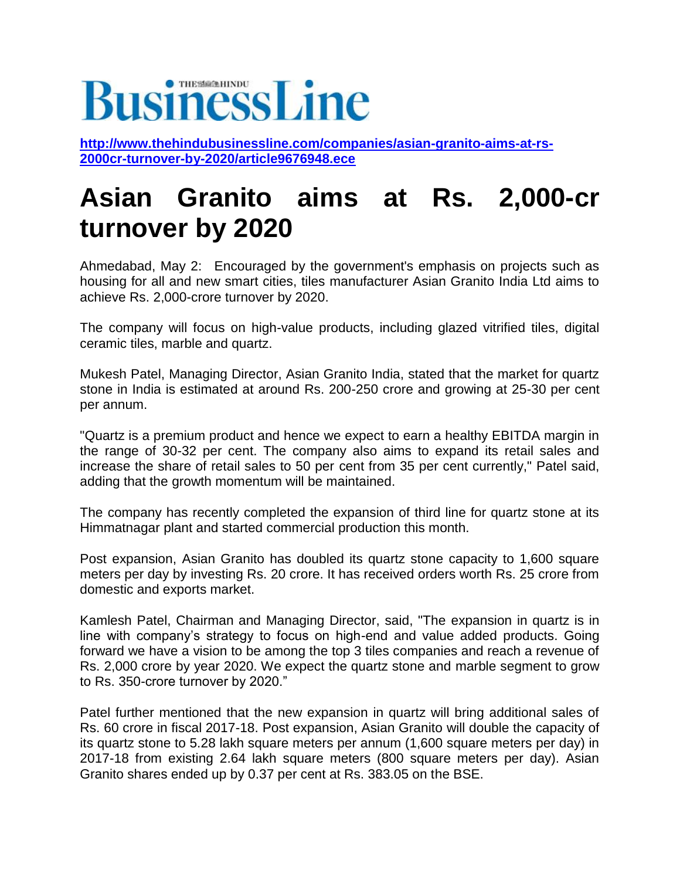BusinessLine

http://www.thehindubusinessline.com/companies/asian-granito-aims-at-rs-2000cr-turnover-by-2020/article9676948.ece

# Asian Granito aims at Rs. 2,000-cr turnover by 2020

Ahmedabad, May 2: Encouraged by the government's emphasis on projects such as housing for all and new smart cities, tiles manufacturer Asian Granito India Ltd aims to achieve Rs. 2,000-crore turnover by 2020.

The company will focus on high-value products, including glazed vitrified tiles, digital ceramic tiles, marble and quartz.

Mukesh Patel, Managing Director, Asian Granito India, stated that the market for quartz stone in India is estimated at around Rs. 200-250 crore and growing at 25-30 per cent per annum.

"Quartz is a premium product and hence we expect to earn a healthy EBITDA margin in the range of 30-32 per cent. The company also aims to expand its retail sales and increase the share of retail sales to 50 per cent from 35 per cent currently," Patel said, adding that the growth momentum will be maintained.

The company has recently completed the expansion of third line for quartz stone at its Himmatnagar plant and started commercial production this month.

Post expansion, Asian Granito has doubled its quartz stone capacity to 1,600 square meters per day by investing Rs. 20 crore. It has received orders worth Rs. 25 crore from domestic and exports market.

Kamlesh Patel, Chairman and Managing Director, said, "The expansion in quartz is in line with company's strategy to focus on high-end and value added products. Going forward we have a vision to be among the top 3 tiles companies and reach a revenue of Rs. 2,000 crore by year 2020. We expect the quartz stone and marble segment to grow to Rs. 350-crore turnover by 2020."

Patel further mentioned that the new expansion in quartz will bring additional sales of Rs. 60 crore in fiscal 2017-18. Post expansion, Asian Granito will double the capacity of its quartz stone to 5.28 lakh square meters per annum (1,600 square meters per day) in 2017-18 from existing 2.64 lakh square meters (800 square meters per day). Asian Granito shares ended up by 0.37 per cent at Rs. 383.05 on the BSE.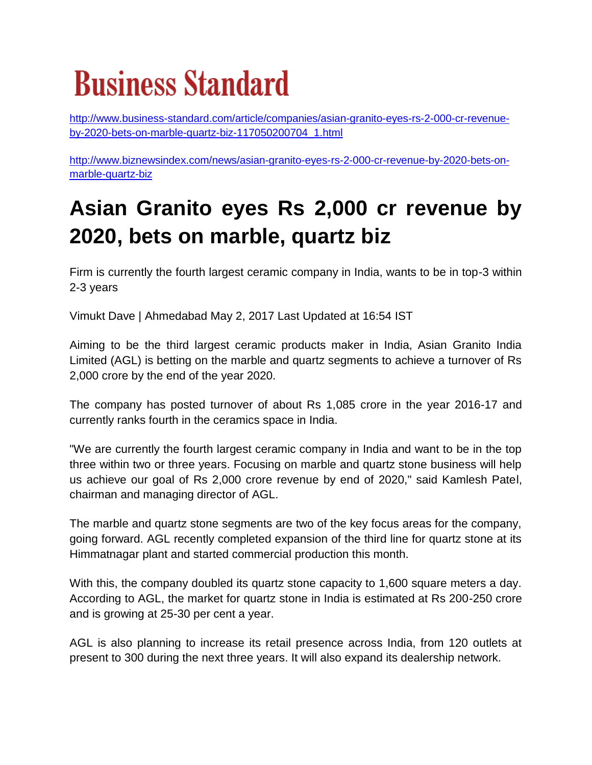# Business Standard

http://www.business-standard.com/article/companies/asian-granito-eyes-rs-2-000-cr-revenue-by-2020-bets-on-marble-quartz-biz-117050200704_1.html

http://www.biznewsindex.com/news/asian-granito-eyes-rs-2-000-cr-revenue-by-2020-bets-on-marble-quartz-biz

## Asian Granito eyes Rs 2,000 cr revenue by 2020, bets on marble, quartz biz

Firm is currently the fourth largest ceramic company in India, wants to be in top-3 within 2-3 years

Vimukt Dave | Ahmedabad May 2, 2017 Last Updated at 16:54 IST

Aiming to be the third largest ceramic products maker in India, Asian Granito India Limited (AGL) is betting on the marble and quartz segments to achieve a turnover of Rs 2,000 crore by the end of the year 2020.

The company has posted turnover of about Rs 1,085 crore in the year 2016-17 and currently ranks fourth in the ceramics space in India.

"We are currently the fourth largest ceramic company in India and want to be in the top three within two or three years. Focusing on marble and quartz stone business will help us achieve our goal of Rs 2,000 crore revenue by end of 2020," said Kamlesh Patel, chairman and managing director of AGL.

The marble and quartz stone segments are two of the key focus areas for the company, going forward. AGL recently completed expansion of the third line for quartz stone at its Himmatnagar plant and started commercial production this month.

With this, the company doubled its quartz stone capacity to 1,600 square meters a day. According to AGL, the market for quartz stone in India is estimated at Rs 200-250 crore and is growing at 25-30 per cent a year.

AGL is also planning to increase its retail presence across India, from 120 outlets at present to 300 during the next three years. It will also expand its dealership network.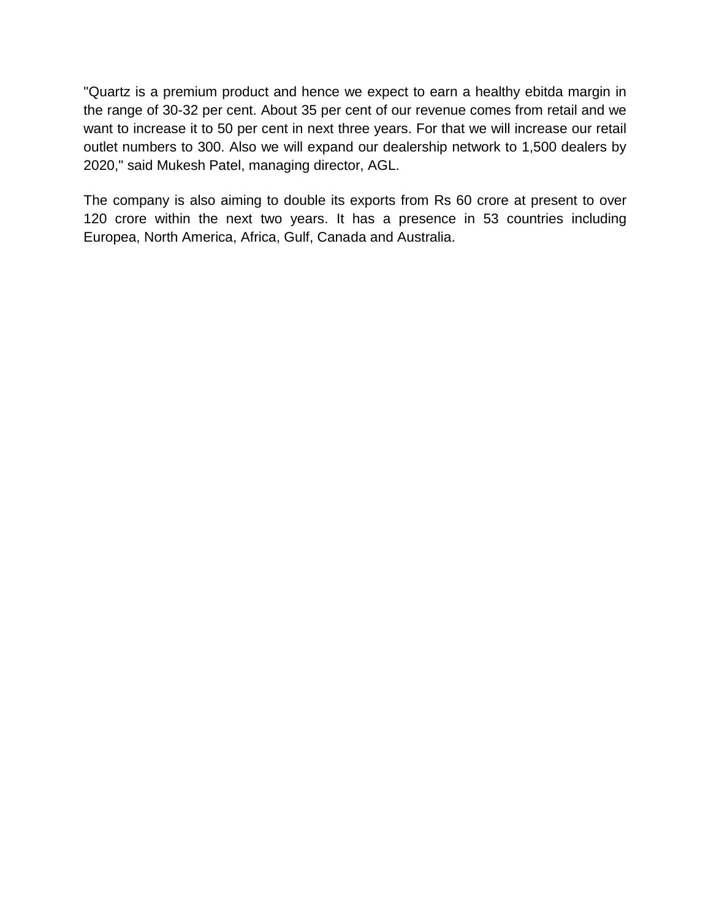"Quartz is a premium product and hence we expect to earn a healthy ebitda margin in the range of 30-32 per cent. About 35 per cent of our revenue comes from retail and we want to increase it to 50 per cent in next three years. For that we will increase our retail outlet numbers to 300. Also we will expand our dealership network to 1,500 dealers by 2020," said Mukesh Patel, managing director, AGL.

The company is also aiming to double its exports from Rs 60 crore at present to over 120 crore within the next two years. It has a presence in 53 countries including Europea, North America, Africa, Gulf, Canada and Australia.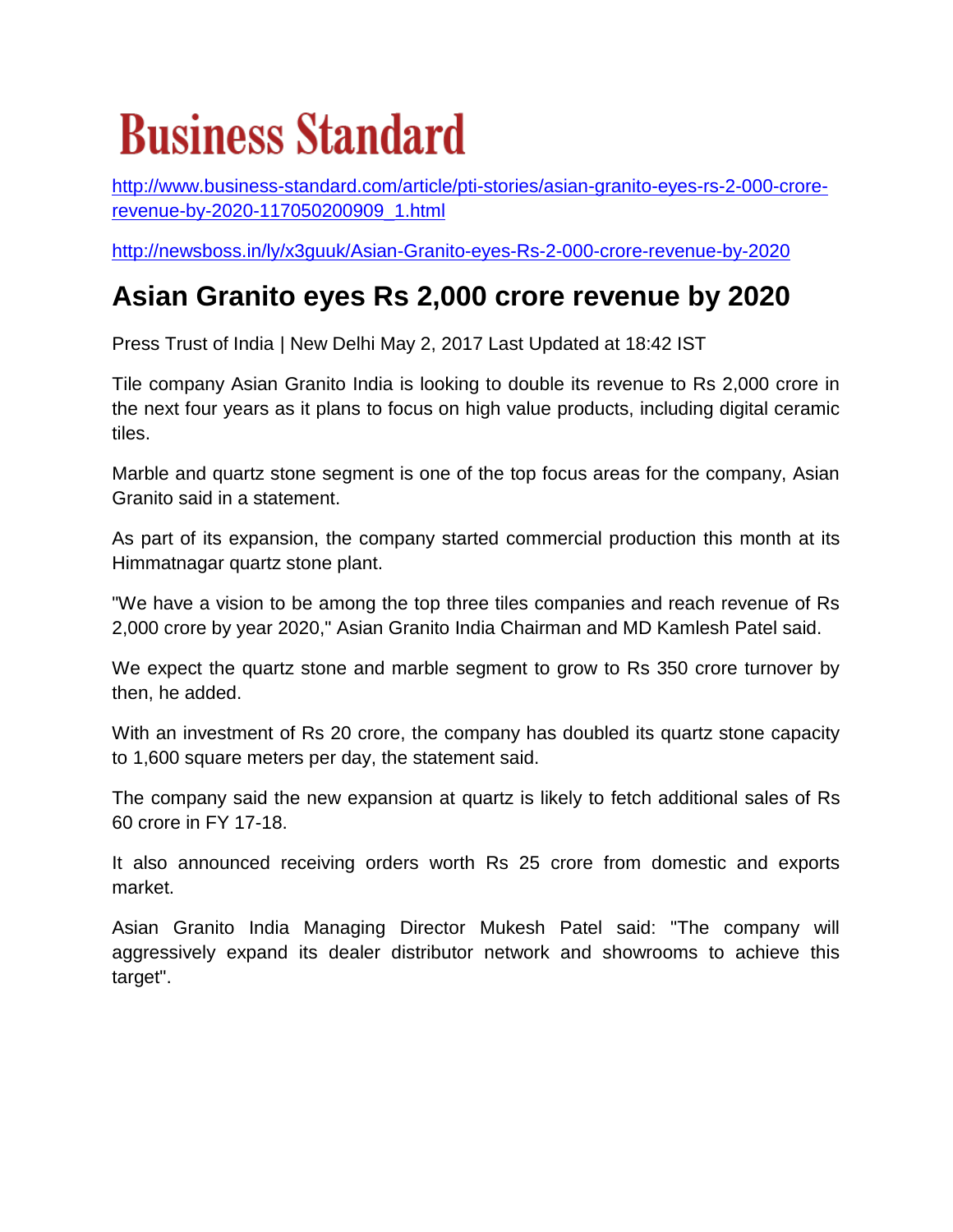# Business Standard

http://www.business-standard.com/article/pti-stories/asian-granito-eyes-rs-2-000-crore-revenue-by-2020-117050200909_1.html

http://newsboss.in/ly/x3guuk/Asian-Granito-eyes-Rs-2-000-crore-revenue-by-2020

## Asian Granito eyes Rs 2,000 crore revenue by 2020

Press Trust of India | New Delhi May 2, 2017 Last Updated at 18:42 IST

Tile company Asian Granito India is looking to double its revenue to Rs 2,000 crore in the next four years as it plans to focus on high value products, including digital ceramic tiles.

Marble and quartz stone segment is one of the top focus areas for the company, Asian Granito said in a statement.

As part of its expansion, the company started commercial production this month at its Himmatnagar quartz stone plant.

"We have a vision to be among the top three tiles companies and reach revenue of Rs 2,000 crore by year 2020," Asian Granito India Chairman and MD Kamlesh Patel said.

We expect the quartz stone and marble segment to grow to Rs 350 crore turnover by then, he added.

With an investment of Rs 20 crore, the company has doubled its quartz stone capacity to 1,600 square meters per day, the statement said.

The company said the new expansion at quartz is likely to fetch additional sales of Rs 60 crore in FY 17-18.

It also announced receiving orders worth Rs 25 crore from domestic and exports market.

Asian Granito India Managing Director Mukesh Patel said: "The company will aggressively expand its dealer distributor network and showrooms to achieve this target".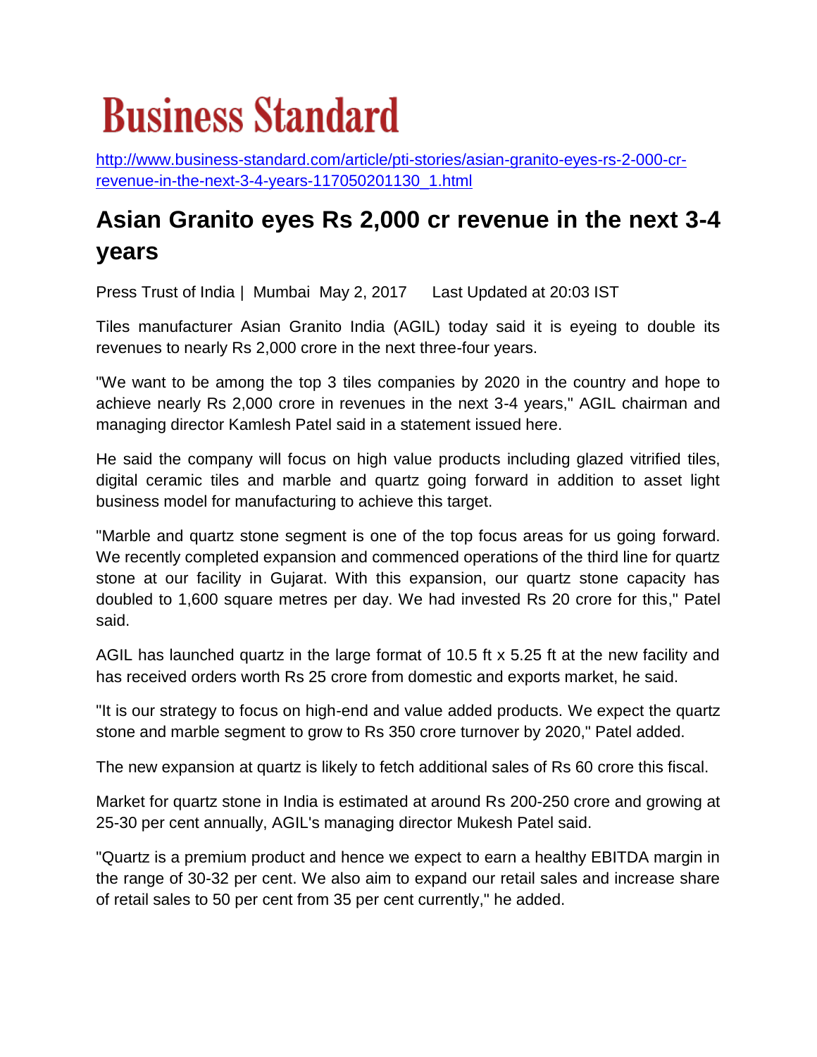# Business Standard

http://www.business-standard.com/article/pti-stories/asian-granito-eyes-rs-2-000-cr-revenue-in-the-next-3-4-years-117050201130_1.html

## Asian Granito eyes Rs 2,000 cr revenue in the next 3-4 years

Press Trust of India | Mumbai May 2, 2017 Last Updated at 20:03 IST

Tiles manufacturer Asian Granito India (AGIL) today said it is eyeing to double its revenues to nearly Rs 2,000 crore in the next three-four years.

"We want to be among the top 3 tiles companies by 2020 in the country and hope to achieve nearly Rs 2,000 crore in revenues in the next 3-4 years," AGIL chairman and managing director Kamlesh Patel said in a statement issued here.

He said the company will focus on high value products including glazed vitrified tiles, digital ceramic tiles and marble and quartz going forward in addition to asset light business model for manufacturing to achieve this target.

"Marble and quartz stone segment is one of the top focus areas for us going forward. We recently completed expansion and commenced operations of the third line for quartz stone at our facility in Gujarat. With this expansion, our quartz stone capacity has doubled to 1,600 square metres per day. We had invested Rs 20 crore for this," Patel said.

AGIL has launched quartz in the large format of 10.5 ft x 5.25 ft at the new facility and has received orders worth Rs 25 crore from domestic and exports market, he said.

"It is our strategy to focus on high-end and value added products. We expect the quartz stone and marble segment to grow to Rs 350 crore turnover by 2020," Patel added.

The new expansion at quartz is likely to fetch additional sales of Rs 60 crore this fiscal.

Market for quartz stone in India is estimated at around Rs 200-250 crore and growing at 25-30 per cent annually, AGIL's managing director Mukesh Patel said.

"Quartz is a premium product and hence we expect to earn a healthy EBITDA margin in the range of 30-32 per cent. We also aim to expand our retail sales and increase share of retail sales to 50 per cent from 35 per cent currently," he added.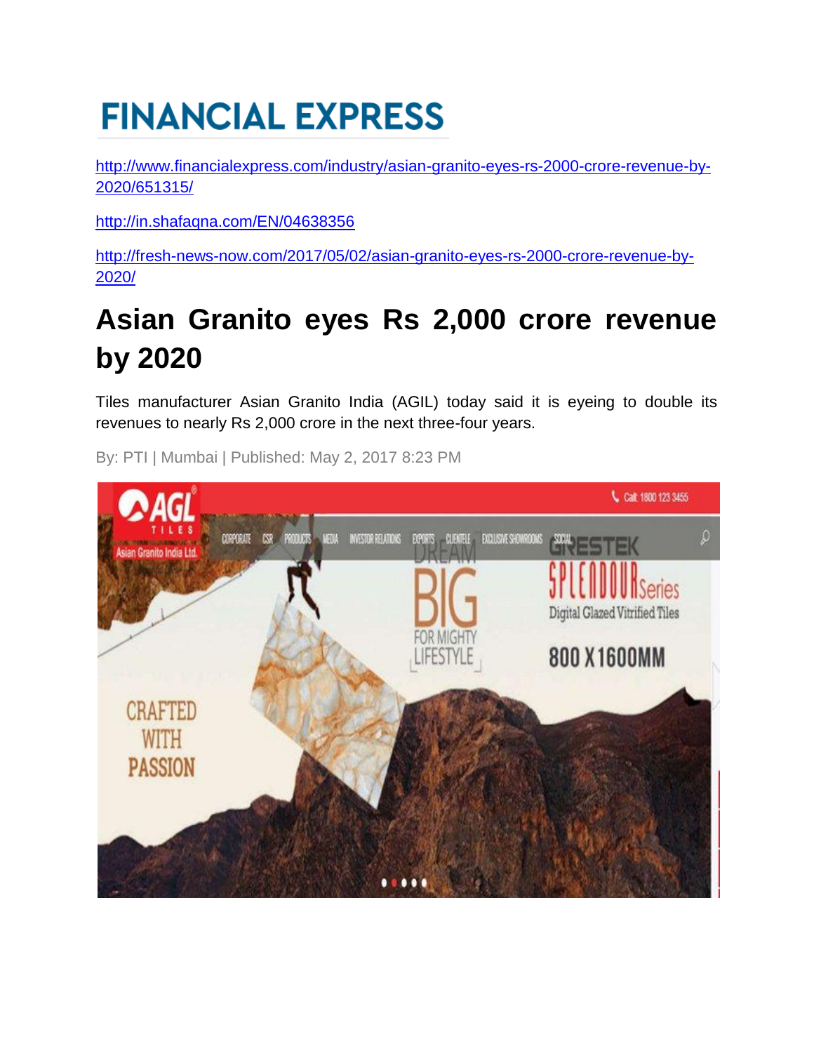# FINANCIAL EXPRESS

http://www.financialexpress.com/industry/asian-granito-eyes-rs-2000-crore-revenue-by-2020/651315/

http://in.shafaqna.com/EN/04638356

http://fresh-news-now.com/2017/05/02/asian-granito-eyes-rs-2000-crore-revenue-by-2020/

# Asian Granito eyes Rs 2,000 crore revenue by 2020

Tiles manufacturer Asian Granito India (AGIL) today said it is eyeing to double its revenues to nearly Rs 2,000 crore in the next three-four years.

By: PTI | Mumbai | Published: May 2, 2017 8:23 PM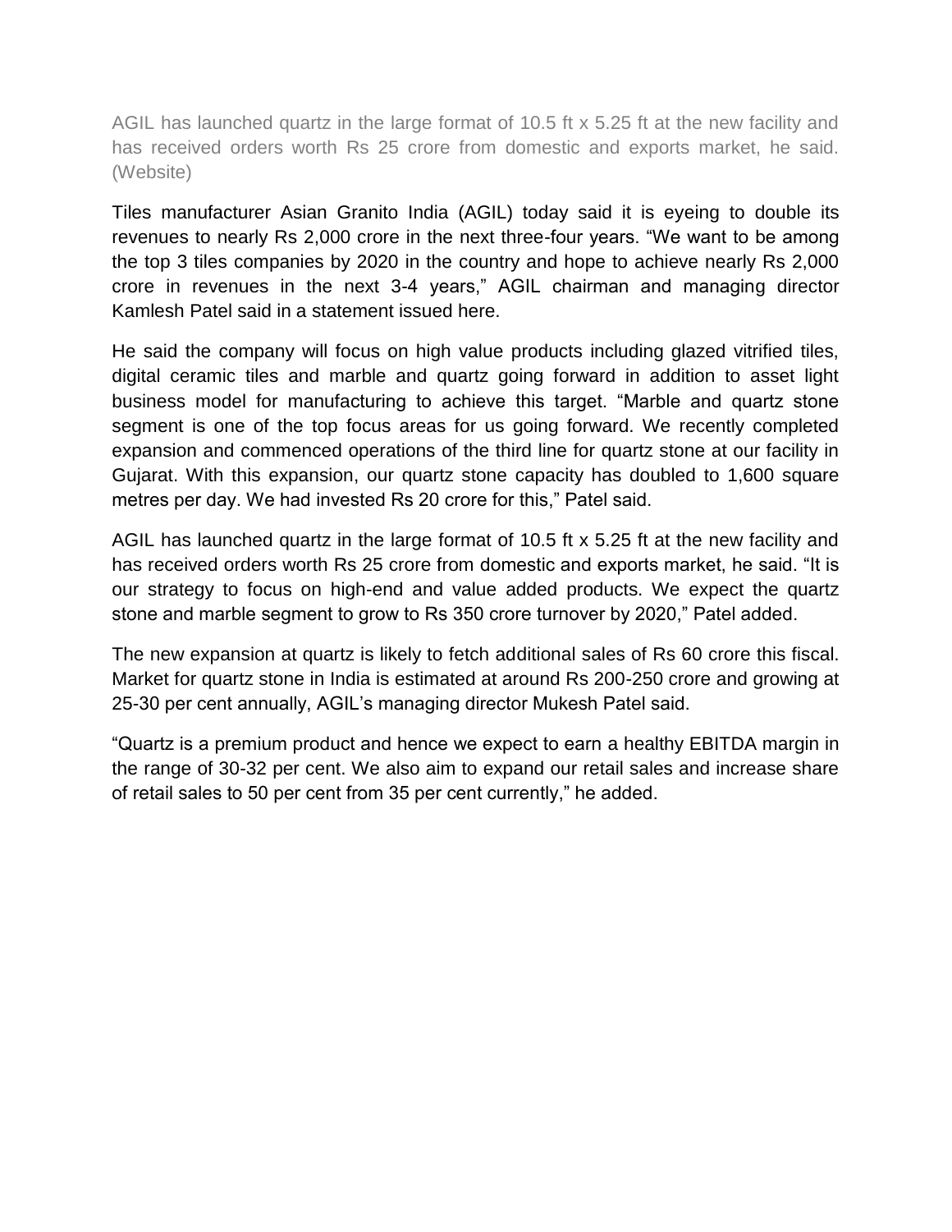AGIL has launched quartz in the large format of 10.5 ft x 5.25 ft at the new facility and has received orders worth Rs 25 crore from domestic and exports market, he said. (Website)

Tiles manufacturer Asian Granito India (AGIL) today said it is eyeing to double its revenues to nearly Rs 2,000 crore in the next three-four years. "We want to be among the top 3 tiles companies by 2020 in the country and hope to achieve nearly Rs 2,000 crore in revenues in the next 3-4 years," AGIL chairman and managing director Kamlesh Patel said in a statement issued here.

He said the company will focus on high value products including glazed vitrified tiles, digital ceramic tiles and marble and quartz going forward in addition to asset light business model for manufacturing to achieve this target. "Marble and quartz stone segment is one of the top focus areas for us going forward. We recently completed expansion and commenced operations of the third line for quartz stone at our facility in Gujarat. With this expansion, our quartz stone capacity has doubled to 1,600 square metres per day. We had invested Rs 20 crore for this," Patel said.

AGIL has launched quartz in the large format of 10.5 ft x 5.25 ft at the new facility and has received orders worth Rs 25 crore from domestic and exports market, he said. "It is our strategy to focus on high-end and value added products. We expect the quartz stone and marble segment to grow to Rs 350 crore turnover by 2020," Patel added.

The new expansion at quartz is likely to fetch additional sales of Rs 60 crore this fiscal. Market for quartz stone in India is estimated at around Rs 200-250 crore and growing at 25-30 per cent annually, AGIL's managing director Mukesh Patel said.

"Quartz is a premium product and hence we expect to earn a healthy EBITDA margin in the range of 30-32 per cent. We also aim to expand our retail sales and increase share of retail sales to 50 per cent from 35 per cent currently," he added.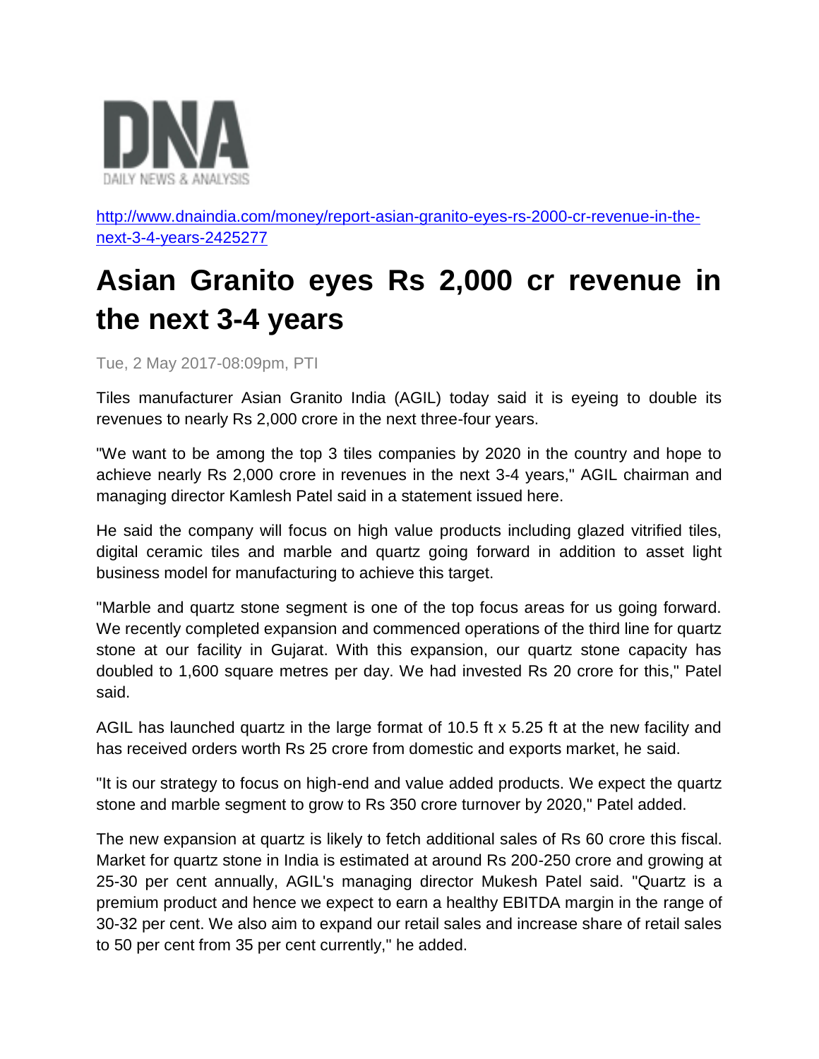DNA

DAILY NEWS & ANALYSIS

http://www.dnaindia.com/money/report-asian-granito-eyes-rs-2000-cr-revenue-in-the-next-3-4-years-2425277

# Asian Granito eyes Rs 2,000 cr revenue in the next 3-4 years

Tue, 2 May 2017-08:09pm, PTI

Tiles manufacturer Asian Granito India (AGIL) today said it is eyeing to double its revenues to nearly Rs 2,000 crore in the next three-four years.

"We want to be among the top 3 tiles companies by 2020 in the country and hope to achieve nearly Rs 2,000 crore in revenues in the next 3-4 years," AGIL chairman and managing director Kamlesh Patel said in a statement issued here.

He said the company will focus on high value products including glazed vitrified tiles, digital ceramic tiles and marble and quartz going forward in addition to asset light business model for manufacturing to achieve this target.

"Marble and quartz stone segment is one of the top focus areas for us going forward. We recently completed expansion and commenced operations of the third line for quartz stone at our facility in Gujarat. With this expansion, our quartz stone capacity has doubled to 1,600 square metres per day. We had invested Rs 20 crore for this," Patel said.

AGIL has launched quartz in the large format of 10.5 ft x 5.25 ft at the new facility and has received orders worth Rs 25 crore from domestic and exports market, he said.

"It is our strategy to focus on high-end and value added products. We expect the quartz stone and marble segment to grow to Rs 350 crore turnover by 2020," Patel added.

The new expansion at quartz is likely to fetch additional sales of Rs 60 crore this fiscal. Market for quartz stone in India is estimated at around Rs 200-250 crore and growing at 25-30 per cent annually, AGIL's managing director Mukesh Patel said. "Quartz is a premium product and hence we expect to earn a healthy EBITDA margin in the range of 30-32 per cent. We also aim to expand our retail sales and increase share of retail sales to 50 per cent from 35 per cent currently," he added.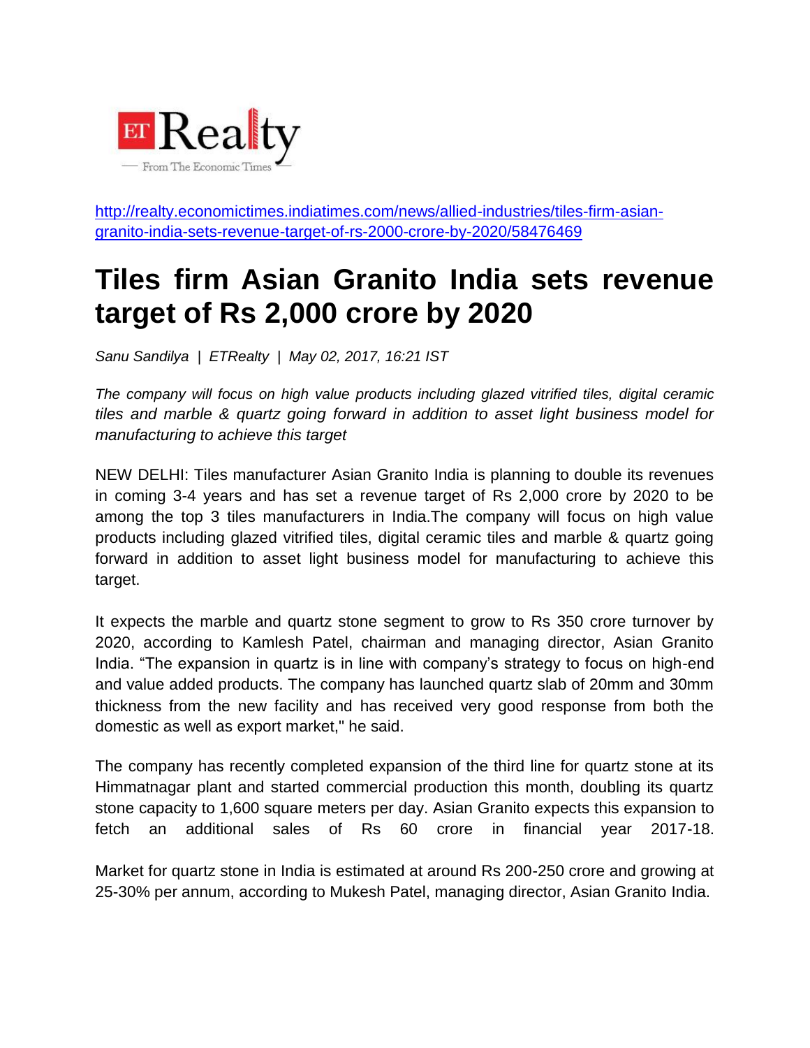ET Realty
— From The Economic Times —

http://realty.economictimes.indiatimes.com/news/allied-industries/tiles-firm-asian-granito-india-sets-revenue-target-of-rs-2000-crore-by-2020/58476469

# Tiles firm Asian Granito India sets revenue target of Rs 2,000 crore by 2020

*Sanu Sandilya | ETRealty | May 02, 2017, 16:21 IST*

*The company will focus on high value products including glazed vitrified tiles, digital ceramic tiles and marble & quartz going forward in addition to asset light business model for manufacturing to achieve this target*

NEW DELHI: Tiles manufacturer Asian Granito India is planning to double its revenues in coming 3-4 years and has set a revenue target of Rs 2,000 crore by 2020 to be among the top 3 tiles manufacturers in India.The company will focus on high value products including glazed vitrified tiles, digital ceramic tiles and marble & quartz going forward in addition to asset light business model for manufacturing to achieve this target.

It expects the marble and quartz stone segment to grow to Rs 350 crore turnover by 2020, according to Kamlesh Patel, chairman and managing director, Asian Granito India. "The expansion in quartz is in line with company's strategy to focus on high-end and value added products. The company has launched quartz slab of 20mm and 30mm thickness from the new facility and has received very good response from both the domestic as well as export market," he said.

The company has recently completed expansion of the third line for quartz stone at its Himmatnagar plant and started commercial production this month, doubling its quartz stone capacity to 1,600 square meters per day. Asian Granito expects this expansion to fetch an additional sales of Rs 60 crore in financial year 2017-18.

Market for quartz stone in India is estimated at around Rs 200-250 crore and growing at 25-30% per annum, according to Mukesh Patel, managing director, Asian Granito India.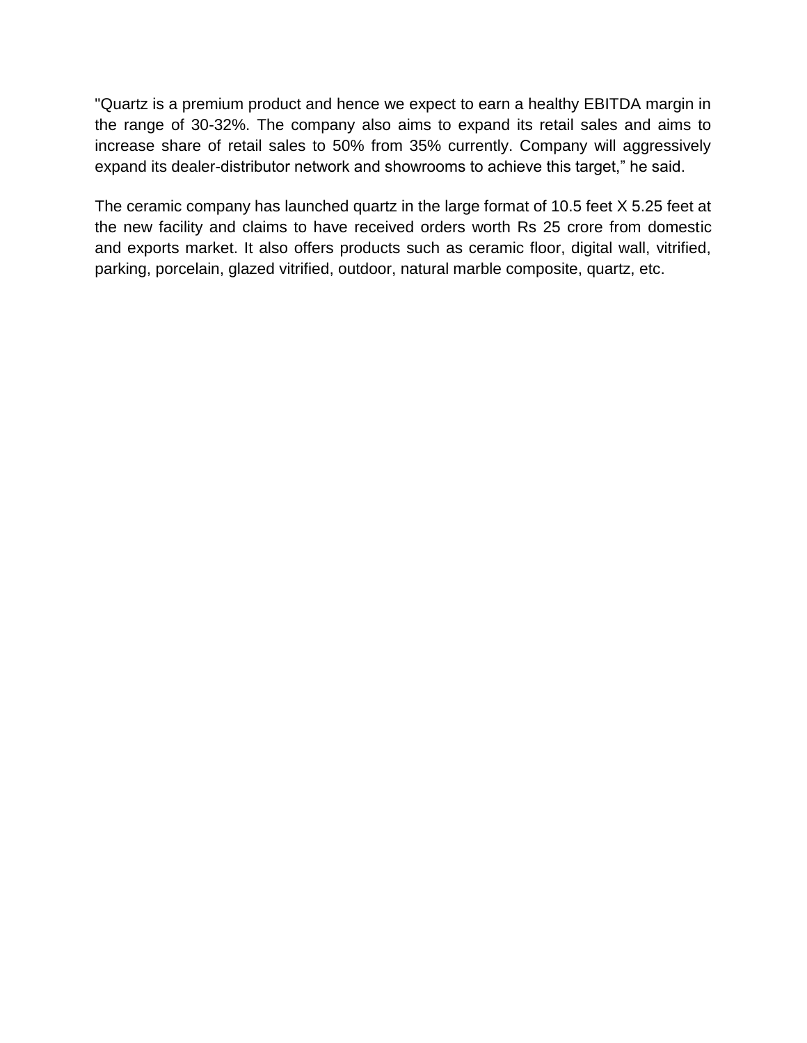"Quartz is a premium product and hence we expect to earn a healthy EBITDA margin in the range of 30-32%. The company also aims to expand its retail sales and aims to increase share of retail sales to 50% from 35% currently. Company will aggressively expand its dealer-distributor network and showrooms to achieve this target," he said.

The ceramic company has launched quartz in the large format of 10.5 feet X 5.25 feet at the new facility and claims to have received orders worth Rs 25 crore from domestic and exports market. It also offers products such as ceramic floor, digital wall, vitrified, parking, porcelain, glazed vitrified, outdoor, natural marble composite, quartz, etc.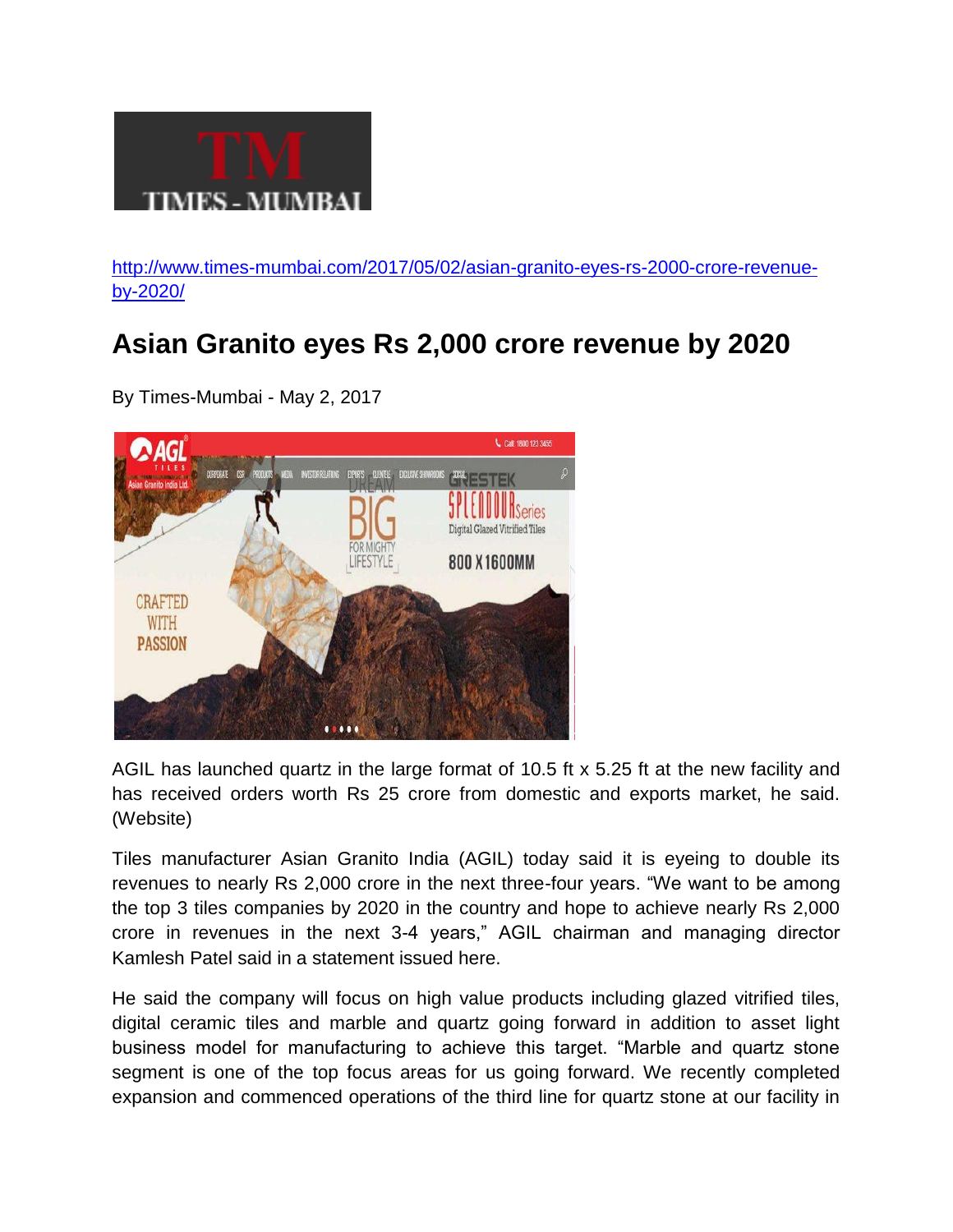http://www.times-mumbai.com/2017/05/02/asian-granito-eyes-rs-2000-crore-revenue-by-2020/

# Asian Granito eyes Rs 2,000 crore revenue by 2020

By Times-Mumbai - May 2, 2017

AGIL has launched quartz in the large format of 10.5 ft x 5.25 ft at the new facility and has received orders worth Rs 25 crore from domestic and exports market, he said. (Website)

Tiles manufacturer Asian Granito India (AGIL) today said it is eyeing to double its revenues to nearly Rs 2,000 crore in the next three-four years. "We want to be among the top 3 tiles companies by 2020 in the country and hope to achieve nearly Rs 2,000 crore in revenues in the next 3-4 years," AGIL chairman and managing director Kamlesh Patel said in a statement issued here.

He said the company will focus on high value products including glazed vitrified tiles, digital ceramic tiles and marble and quartz going forward in addition to asset light business model for manufacturing to achieve this target. "Marble and quartz stone segment is one of the top focus areas for us going forward. We recently completed expansion and commenced operations of the third line for quartz stone at our facility in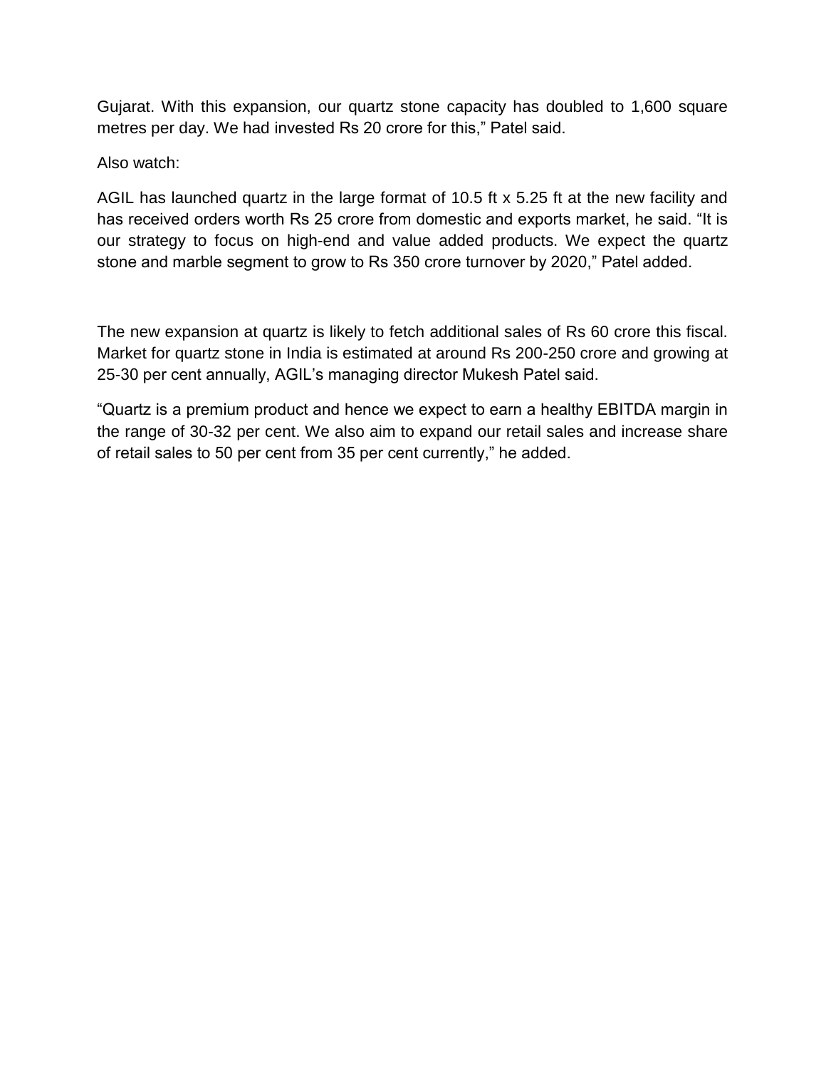Gujarat. With this expansion, our quartz stone capacity has doubled to 1,600 square metres per day. We had invested Rs 20 crore for this," Patel said.

Also watch:

AGIL has launched quartz in the large format of 10.5 ft x 5.25 ft at the new facility and has received orders worth Rs 25 crore from domestic and exports market, he said. "It is our strategy to focus on high-end and value added products. We expect the quartz stone and marble segment to grow to Rs 350 crore turnover by 2020," Patel added.

The new expansion at quartz is likely to fetch additional sales of Rs 60 crore this fiscal. Market for quartz stone in India is estimated at around Rs 200-250 crore and growing at 25-30 per cent annually, AGIL's managing director Mukesh Patel said.

"Quartz is a premium product and hence we expect to earn a healthy EBITDA margin in the range of 30-32 per cent. We also aim to expand our retail sales and increase share of retail sales to 50 per cent from 35 per cent currently," he added.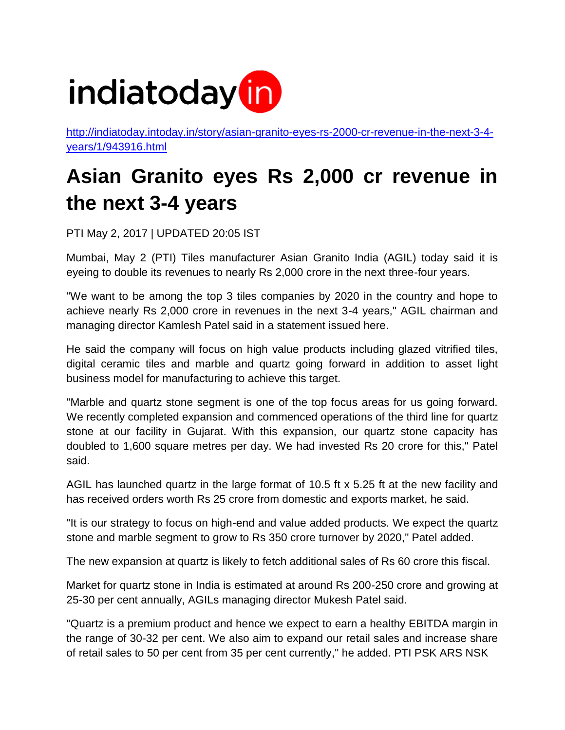indiatoday.in

http://indiatoday.intoday.in/story/asian-granito-eyes-rs-2000-cr-revenue-in-the-next-3-4-years/1/943916.html

# Asian Granito eyes Rs 2,000 cr revenue in the next 3-4 years

PTI May 2, 2017 | UPDATED 20:05 IST

Mumbai, May 2 (PTI) Tiles manufacturer Asian Granito India (AGIL) today said it is eyeing to double its revenues to nearly Rs 2,000 crore in the next three-four years.

"We want to be among the top 3 tiles companies by 2020 in the country and hope to achieve nearly Rs 2,000 crore in revenues in the next 3-4 years," AGIL chairman and managing director Kamlesh Patel said in a statement issued here.

He said the company will focus on high value products including glazed vitrified tiles, digital ceramic tiles and marble and quartz going forward in addition to asset light business model for manufacturing to achieve this target.

"Marble and quartz stone segment is one of the top focus areas for us going forward. We recently completed expansion and commenced operations of the third line for quartz stone at our facility in Gujarat. With this expansion, our quartz stone capacity has doubled to 1,600 square metres per day. We had invested Rs 20 crore for this," Patel said.

AGIL has launched quartz in the large format of 10.5 ft x 5.25 ft at the new facility and has received orders worth Rs 25 crore from domestic and exports market, he said.

"It is our strategy to focus on high-end and value added products. We expect the quartz stone and marble segment to grow to Rs 350 crore turnover by 2020," Patel added.

The new expansion at quartz is likely to fetch additional sales of Rs 60 crore this fiscal.

Market for quartz stone in India is estimated at around Rs 200-250 crore and growing at 25-30 per cent annually, AGILs managing director Mukesh Patel said.

"Quartz is a premium product and hence we expect to earn a healthy EBITDA margin in the range of 30-32 per cent. We also aim to expand our retail sales and increase share of retail sales to 50 per cent from 35 per cent currently," he added. PTI PSK ARS NSK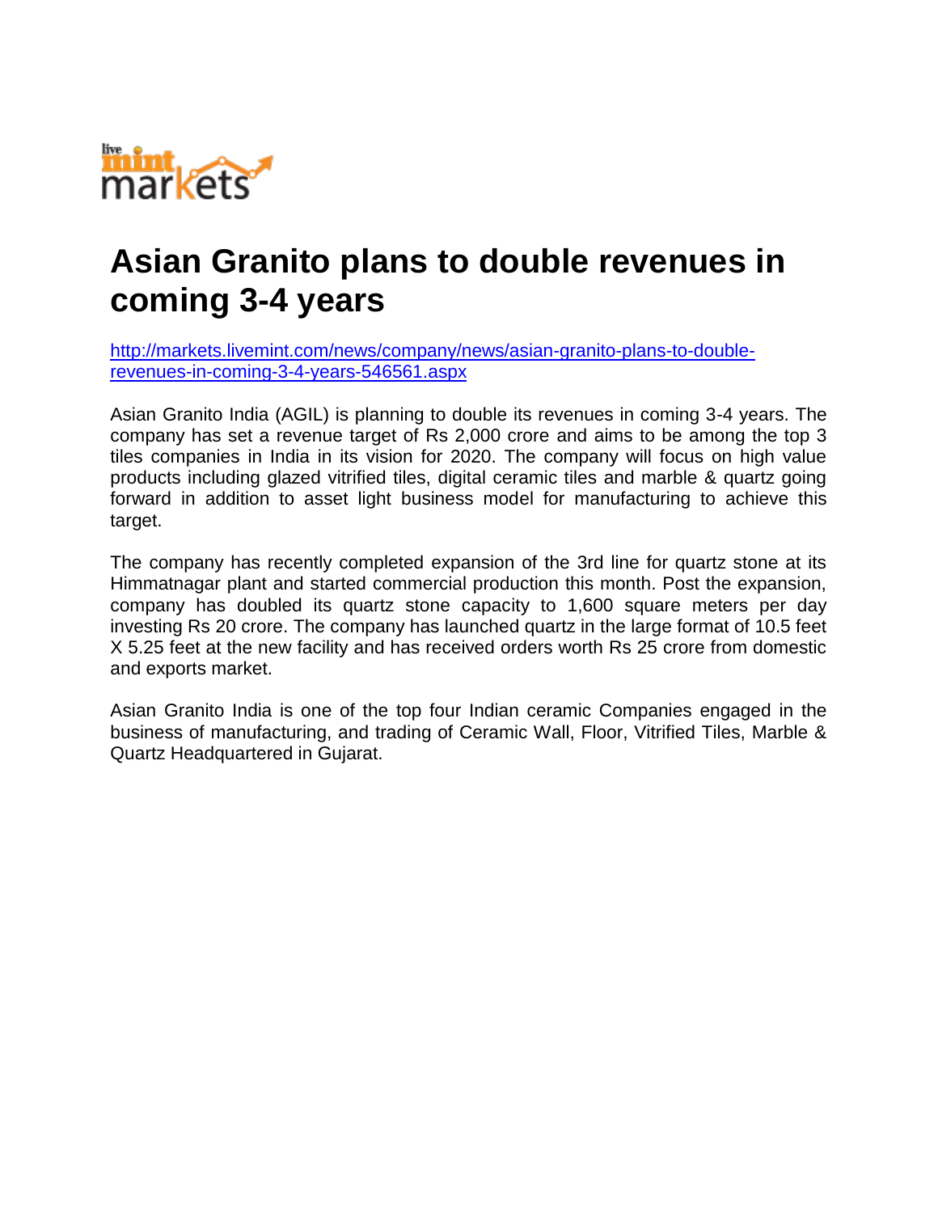# Asian Granito plans to double revenues in coming 3-4 years

http://markets.livemint.com/news/company/news/asian-granito-plans-to-double-revenues-in-coming-3-4-years-546561.aspx

Asian Granito India (AGIL) is planning to double its revenues in coming 3-4 years. The company has set a revenue target of Rs 2,000 crore and aims to be among the top 3 tiles companies in India in its vision for 2020. The company will focus on high value products including glazed vitrified tiles, digital ceramic tiles and marble & quartz going forward in addition to asset light business model for manufacturing to achieve this target.

The company has recently completed expansion of the 3rd line for quartz stone at its Himmatnagar plant and started commercial production this month. Post the expansion, company has doubled its quartz stone capacity to 1,600 square meters per day investing Rs 20 crore. The company has launched quartz in the large format of 10.5 feet X 5.25 feet at the new facility and has received orders worth Rs 25 crore from domestic and exports market.

Asian Granito India is one of the top four Indian ceramic Companies engaged in the business of manufacturing, and trading of Ceramic Wall, Floor, Vitrified Tiles, Marble & Quartz Headquartered in Gujarat.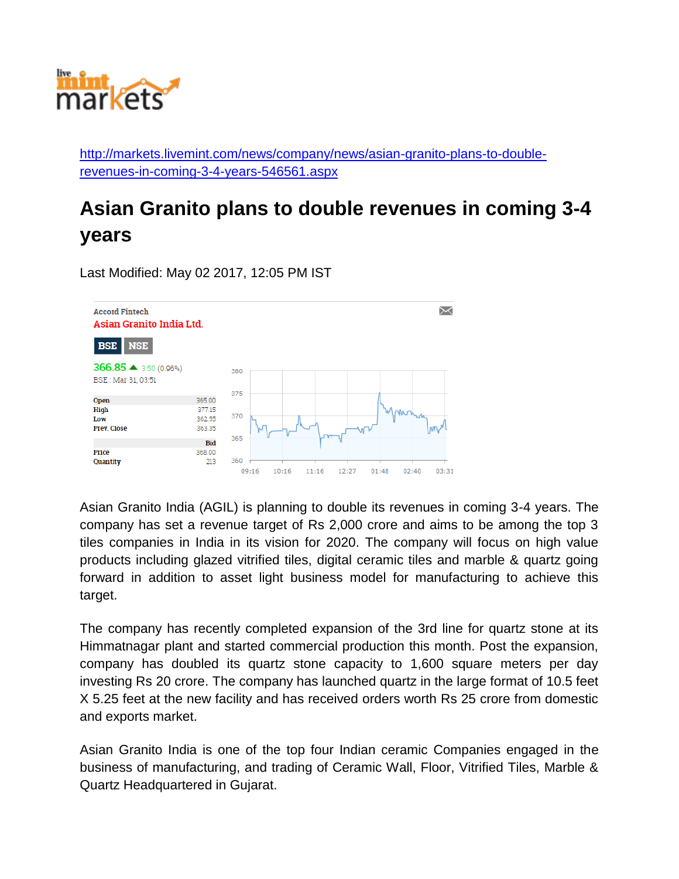http://markets.livemint.com/news/company/news/asian-granito-plans-to-double-revenues-in-coming-3-4-years-546561.aspx

# Asian Granito plans to double revenues in coming 3-4 years

Last Modified: May 02 2017, 12:05 PM IST

Accord Fintech

Asian Granito India Ltd.

BSE NSE

366.85 ▲ 3.50 (0.96%)

BSE : Mar 31, 03:51

| | |
|---|---|
| Open | 365.00 |
| High | 377.15 |
| Low | 362.55 |
| Prev. Close | 363.35 |
| | Bid |
| Price | 368.00 |
| Quantity | 213 |

Asian Granito India (AGIL) is planning to double its revenues in coming 3-4 years. The company has set a revenue target of Rs 2,000 crore and aims to be among the top 3 tiles companies in India in its vision for 2020. The company will focus on high value products including glazed vitrified tiles, digital ceramic tiles and marble & quartz going forward in addition to asset light business model for manufacturing to achieve this target.

The company has recently completed expansion of the 3rd line for quartz stone at its Himmatnagar plant and started commercial production this month. Post the expansion, company has doubled its quartz stone capacity to 1,600 square meters per day investing Rs 20 crore. The company has launched quartz in the large format of 10.5 feet X 5.25 feet at the new facility and has received orders worth Rs 25 crore from domestic and exports market.

Asian Granito India is one of the top four Indian ceramic Companies engaged in the business of manufacturing, and trading of Ceramic Wall, Floor, Vitrified Tiles, Marble & Quartz Headquartered in Gujarat.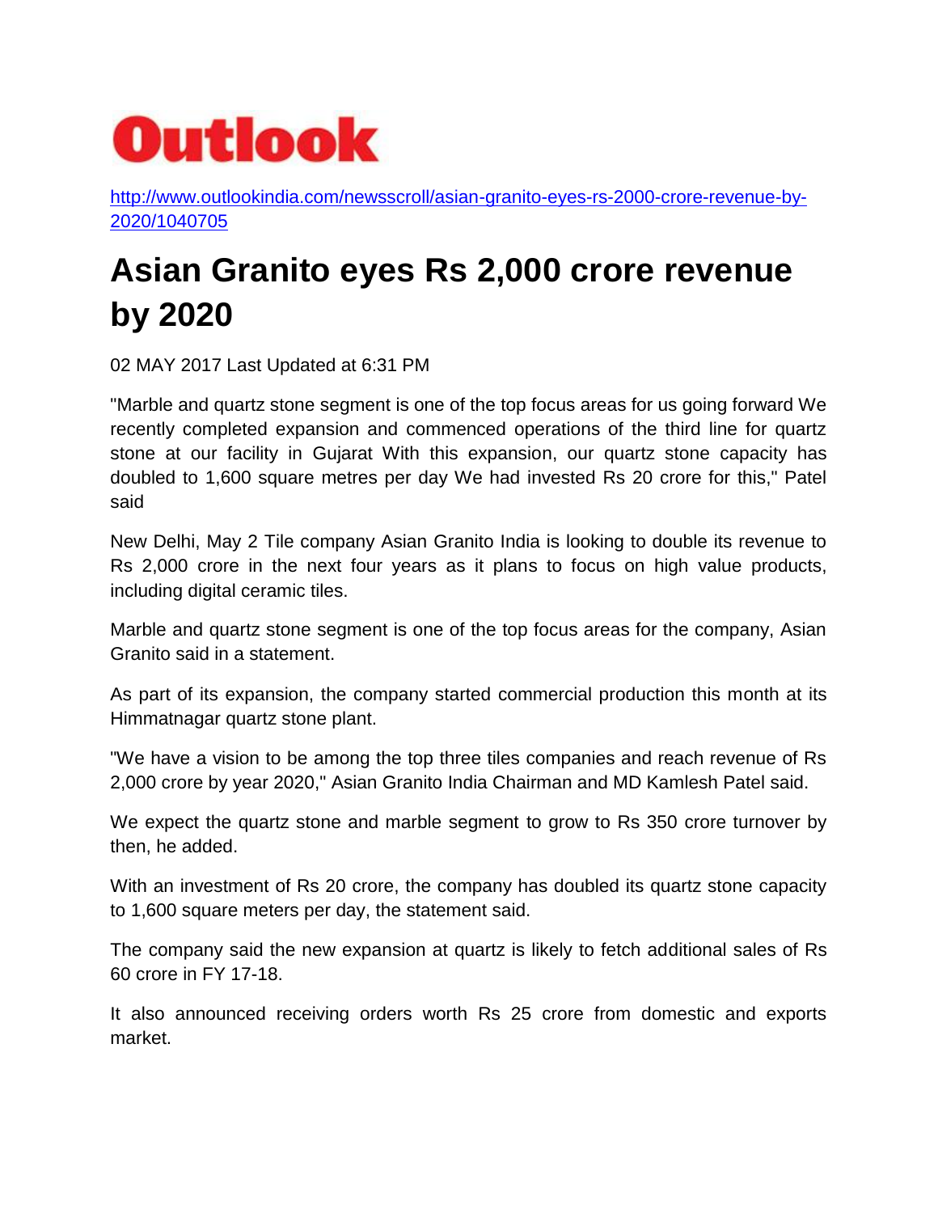**Outlook**

http://www.outlookindia.com/newsscroll/asian-granito-eyes-rs-2000-crore-revenue-by-2020/1040705

# Asian Granito eyes Rs 2,000 crore revenue by 2020

02 MAY 2017 Last Updated at 6:31 PM

"Marble and quartz stone segment is one of the top focus areas for us going forward We recently completed expansion and commenced operations of the third line for quartz stone at our facility in Gujarat With this expansion, our quartz stone capacity has doubled to 1,600 square metres per day We had invested Rs 20 crore for this," Patel said

New Delhi, May 2 Tile company Asian Granito India is looking to double its revenue to Rs 2,000 crore in the next four years as it plans to focus on high value products, including digital ceramic tiles.

Marble and quartz stone segment is one of the top focus areas for the company, Asian Granito said in a statement.

As part of its expansion, the company started commercial production this month at its Himmatnagar quartz stone plant.

"We have a vision to be among the top three tiles companies and reach revenue of Rs 2,000 crore by year 2020," Asian Granito India Chairman and MD Kamlesh Patel said.

We expect the quartz stone and marble segment to grow to Rs 350 crore turnover by then, he added.

With an investment of Rs 20 crore, the company has doubled its quartz stone capacity to 1,600 square meters per day, the statement said.

The company said the new expansion at quartz is likely to fetch additional sales of Rs 60 crore in FY 17-18.

It also announced receiving orders worth Rs 25 crore from domestic and exports market.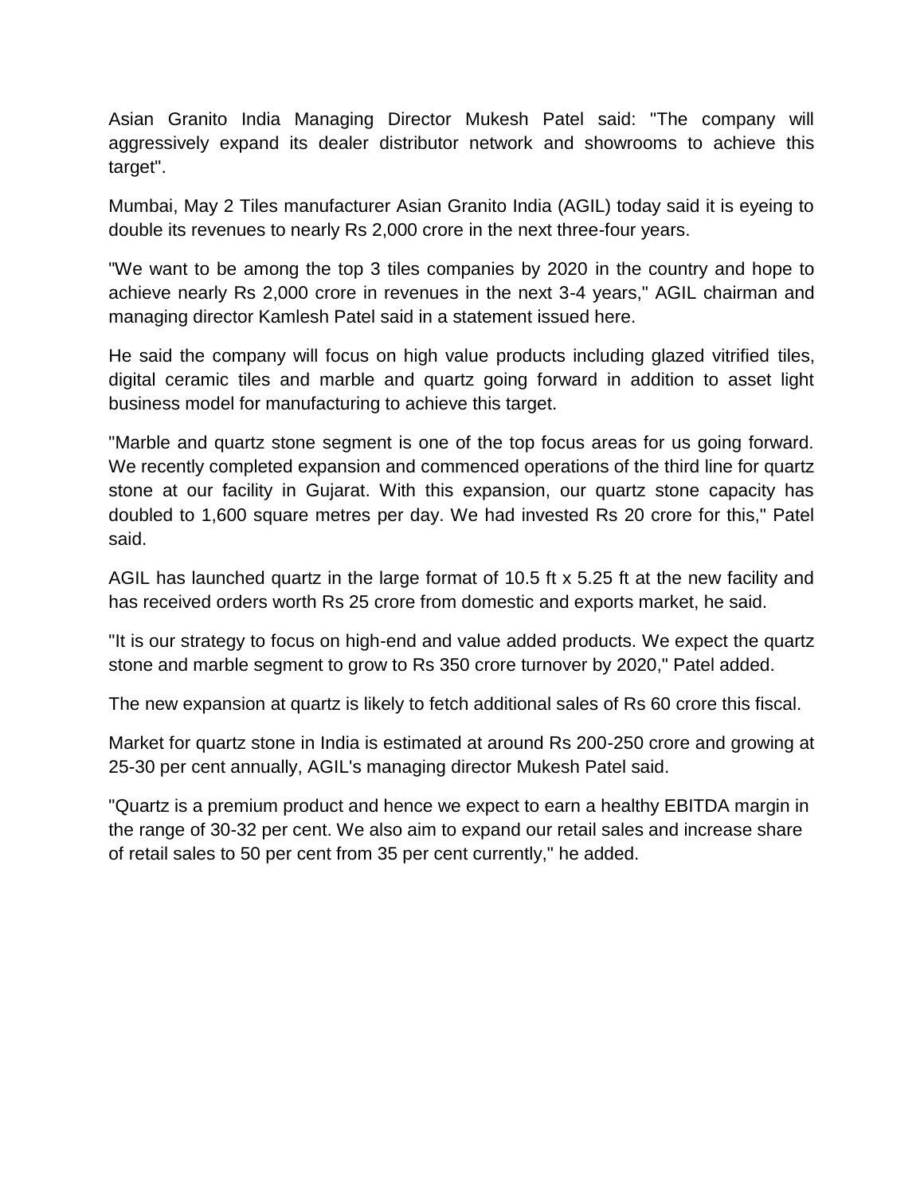Asian Granito India Managing Director Mukesh Patel said: "The company will aggressively expand its dealer distributor network and showrooms to achieve this target".

Mumbai, May 2 Tiles manufacturer Asian Granito India (AGIL) today said it is eyeing to double its revenues to nearly Rs 2,000 crore in the next three-four years.

"We want to be among the top 3 tiles companies by 2020 in the country and hope to achieve nearly Rs 2,000 crore in revenues in the next 3-4 years," AGIL chairman and managing director Kamlesh Patel said in a statement issued here.

He said the company will focus on high value products including glazed vitrified tiles, digital ceramic tiles and marble and quartz going forward in addition to asset light business model for manufacturing to achieve this target.

"Marble and quartz stone segment is one of the top focus areas for us going forward. We recently completed expansion and commenced operations of the third line for quartz stone at our facility in Gujarat. With this expansion, our quartz stone capacity has doubled to 1,600 square metres per day. We had invested Rs 20 crore for this," Patel said.

AGIL has launched quartz in the large format of 10.5 ft x 5.25 ft at the new facility and has received orders worth Rs 25 crore from domestic and exports market, he said.

"It is our strategy to focus on high-end and value added products. We expect the quartz stone and marble segment to grow to Rs 350 crore turnover by 2020," Patel added.

The new expansion at quartz is likely to fetch additional sales of Rs 60 crore this fiscal.

Market for quartz stone in India is estimated at around Rs 200-250 crore and growing at 25-30 per cent annually, AGIL's managing director Mukesh Patel said.

"Quartz is a premium product and hence we expect to earn a healthy EBITDA margin in the range of 30-32 per cent. We also aim to expand our retail sales and increase share of retail sales to 50 per cent from 35 per cent currently," he added.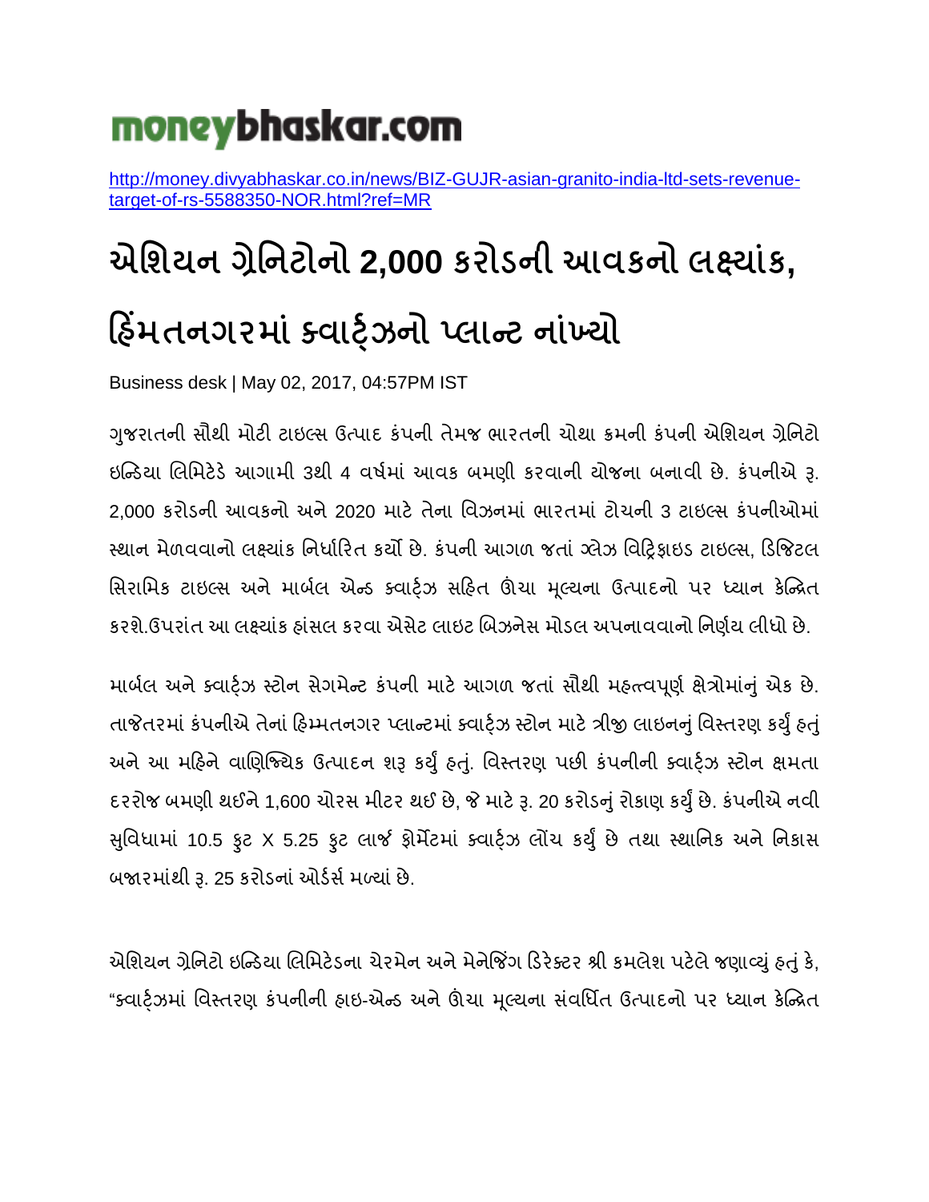moneybhaskar.com

http://money.divyabhaskar.co.in/news/BIZ-GUJR-asian-granito-india-ltd-sets-revenue-target-of-rs-5588350-NOR.html?ref=MR

# એશિયન ગ્રેનિટોનો 2,000 કરોડની આવકનો લક્ષ્યાંક, હિંમતનગરમાં ક્વાર્ટ્ઝનો પ્લાન્ટ નાંખ્યો

Business desk | May 02, 2017, 04:57PM IST

ગુજરાતની સૌથી મોટી ટાઇલ્સ ઉત્પાદ કંપની તેમજ ભારતની ચોથા ક્રમની કંપની એશિયન ગ્રેનિટો ઇન્ડિયા લિમિટેડે આગામી 3થી 4 વર્ષમાં આવક બમણી કરવાની યોજના બનાવી છે. કંપનીએ રૂ. 2,000 કરોડની આવકનો અને 2020 માટે તેના વિઝનમાં ભારતમાં ટોચની 3 ટાઇલ્સ કંપનીઓમાં સ્થાન મેળવવાનો લક્ષ્યાંક નિર્ધારિત કર્યો છે. કંપની આગળ જતાં ગ્લેઝ વિટ્રિફાઇડ ટાઇલ્સ, ડિજિટલ સિરામિક ટાઇલ્સ અને માર્બલ એન્ડ ક્વાર્ટ્ઝ સહિત ઊંચા મૂલ્યના ઉત્પાદનો પર ધ્યાન કેન્દ્રિત કરશે.ઉપરાંત આ લક્ષ્યાંક હાંસલ કરવા એસેટ લાઇટ બિઝનેસ મોડલ અપનાવવાનો નિર્ણય લીધો છે.

માર્બલ અને ક્વાર્ટ્ઝ સ્ટોન સેગમેન્ટ કંપની માટે આગળ જતાં સૌથી મહત્ત્વપૂર્ણ ક્ષેત્રોમાંનું એક છે. તાજેતરમાં કંપનીએ તેનાં હિમ્મતનગર પ્લાન્ટમાં ક્વાર્ટ્ઝ સ્ટોન માટે ત્રીજી લાઇનનું વિસ્તરણ કર્યું હતું અને આ મહિને વાણિજ્યિક ઉત્પાદન શરૂ કર્યું હતું. વિસ્તરણ પછી કંપનીની ક્વાર્ટ્ઝ સ્ટોન ક્ષમતા દરરોજ બમણી થઈને 1,600 ચોરસ મીટર થઈ છે, જે માટે રૂ. 20 કરોડનું રોકાણ કર્યું છે. કંપનીએ નવી સુવિધામાં 10.5 ફુટ X 5.25 ફુટ લાર્જ ફોર્મેટમાં ક્વાર્ટ્ઝ લૉંચ કર્યું છે તથા સ્થાનિક અને નિકાસ બજારમાંથી રૂ. 25 કરોડનાં ઓર્ડર્સ મળ્યાં છે.

એશિયન ગ્રેનિટો ઇન્ડિયા લિમિટેડના ચેરમેન અને મેનેજિંગ ડિરેક્ટર શ્રી કમલેશ પટેલે જણાવ્યું હતું કે, "ક્વાર્ટ્ઝમાં વિસ્તરણ કંપનીની હાઇ-એન્ડ અને ઊંચા મૂલ્યના સંવર્ધિત ઉત્પાદનો પર ધ્યાન કેન્દ્રિત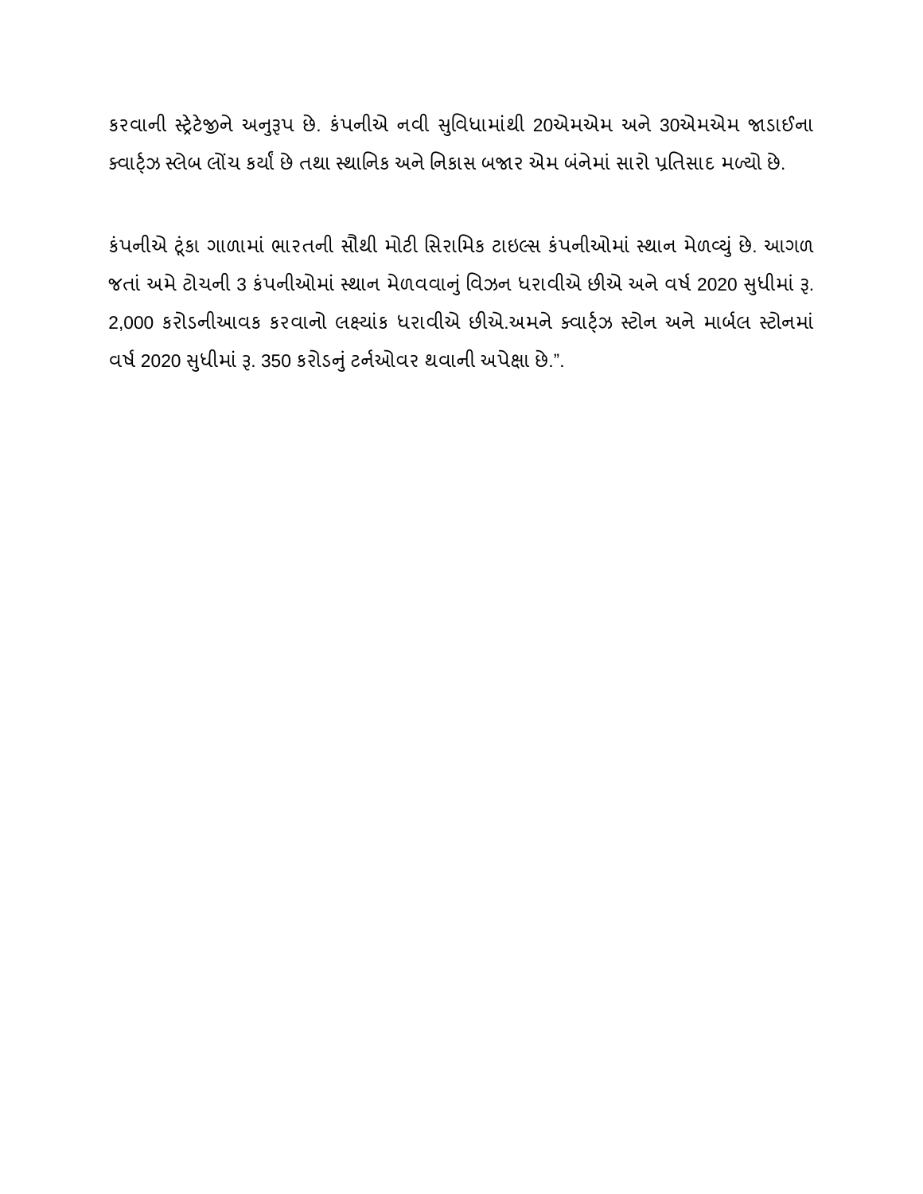કરવાની સ્ટ્રેટેજીને અનુરૂપ છે. કંપનીએ નવી સુવિધામાંથી 20એમએમ અને 30એમએમ જાડાઈના ક્વાર્ટ્ઝ સ્લેબ લોંચ કર્યાં છે તથા સ્થાનિક અને નિકાસ બજાર એમ બંનેમાં સારો પ્રતિસાદ મળ્યો છે.

કંપનીએ ટૂંકા ગાળામાં ભારતની સૌથી મોટી સિરામિક ટાઇલ્સ કંપનીઓમાં સ્થાન મેળવ્યું છે. આગળ જતાં અમે ટોચની 3 કંપનીઓમાં સ્થાન મેળવવાનું વિઝન ધરાવીએ છીએ અને વર્ષ 2020 સુધીમાં રૂ. 2,000 કરોડનીઆવક કરવાનો લક્ષ્યાંક ધરાવીએ છીએ.અમને ક્વાર્ટ્ઝ સ્ટોન અને માર્બલ સ્ટોનમાં વર્ષ 2020 સુધીમાં રૂ. 350 કરોડનું ટર્નઓવર થવાની અપેક્ષા છે.”.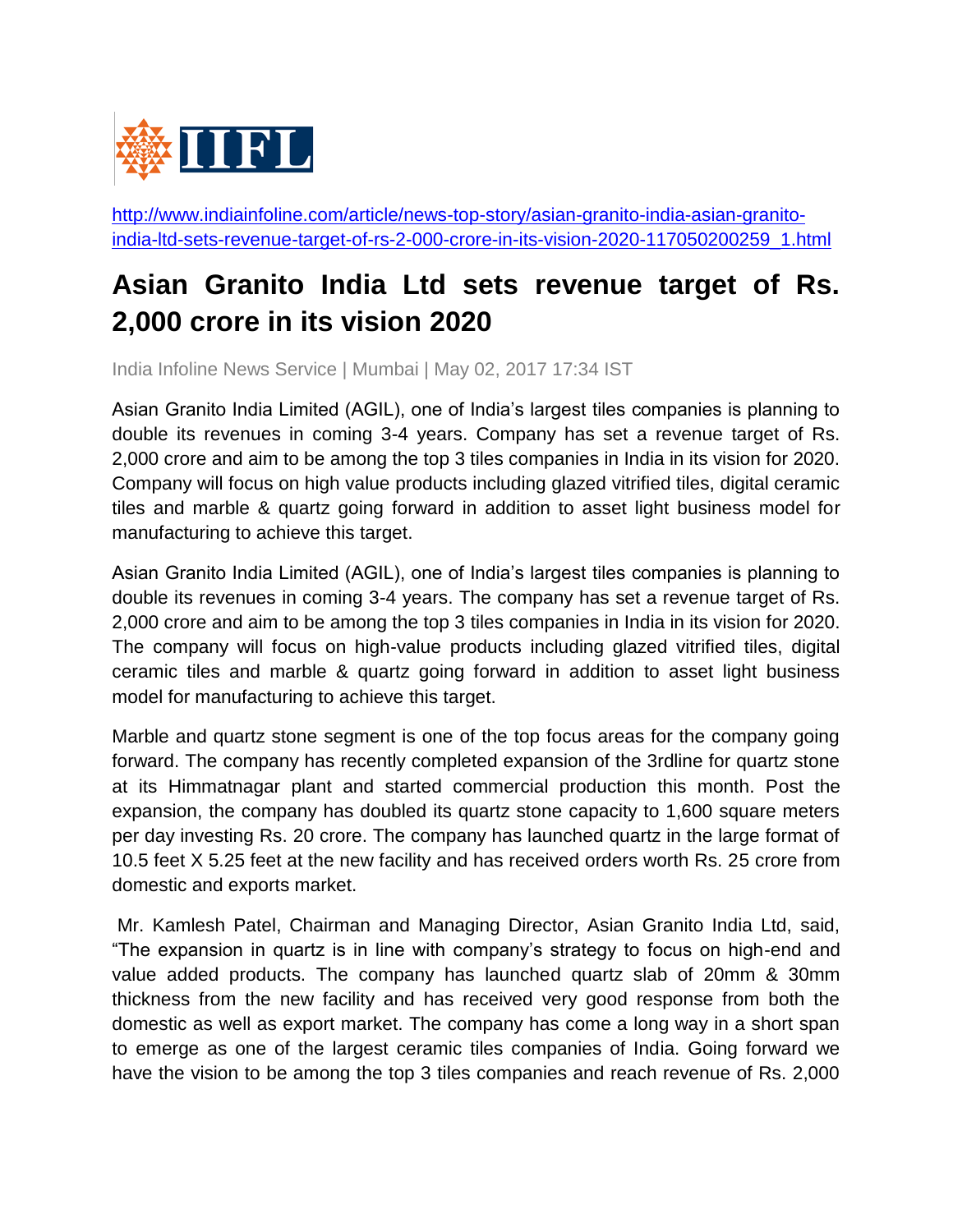http://www.indiainfoline.com/article/news-top-story/asian-granito-india-asian-granito-india-ltd-sets-revenue-target-of-rs-2-000-crore-in-its-vision-2020-117050200259_1.html

# Asian Granito India Ltd sets revenue target of Rs. 2,000 crore in its vision 2020

India Infoline News Service | Mumbai | May 02, 2017 17:34 IST

Asian Granito India Limited (AGIL), one of India's largest tiles companies is planning to double its revenues in coming 3-4 years. Company has set a revenue target of Rs. 2,000 crore and aim to be among the top 3 tiles companies in India in its vision for 2020. Company will focus on high value products including glazed vitrified tiles, digital ceramic tiles and marble & quartz going forward in addition to asset light business model for manufacturing to achieve this target.

Asian Granito India Limited (AGIL), one of India's largest tiles companies is planning to double its revenues in coming 3-4 years. The company has set a revenue target of Rs. 2,000 crore and aim to be among the top 3 tiles companies in India in its vision for 2020. The company will focus on high-value products including glazed vitrified tiles, digital ceramic tiles and marble & quartz going forward in addition to asset light business model for manufacturing to achieve this target.

Marble and quartz stone segment is one of the top focus areas for the company going forward. The company has recently completed expansion of the 3rdline for quartz stone at its Himmatnagar plant and started commercial production this month. Post the expansion, the company has doubled its quartz stone capacity to 1,600 square meters per day investing Rs. 20 crore. The company has launched quartz in the large format of 10.5 feet X 5.25 feet at the new facility and has received orders worth Rs. 25 crore from domestic and exports market.

Mr. Kamlesh Patel, Chairman and Managing Director, Asian Granito India Ltd, said, "The expansion in quartz is in line with company's strategy to focus on high-end and value added products. The company has launched quartz slab of 20mm & 30mm thickness from the new facility and has received very good response from both the domestic as well as export market. The company has come a long way in a short span to emerge as one of the largest ceramic tiles companies of India. Going forward we have the vision to be among the top 3 tiles companies and reach revenue of Rs. 2,000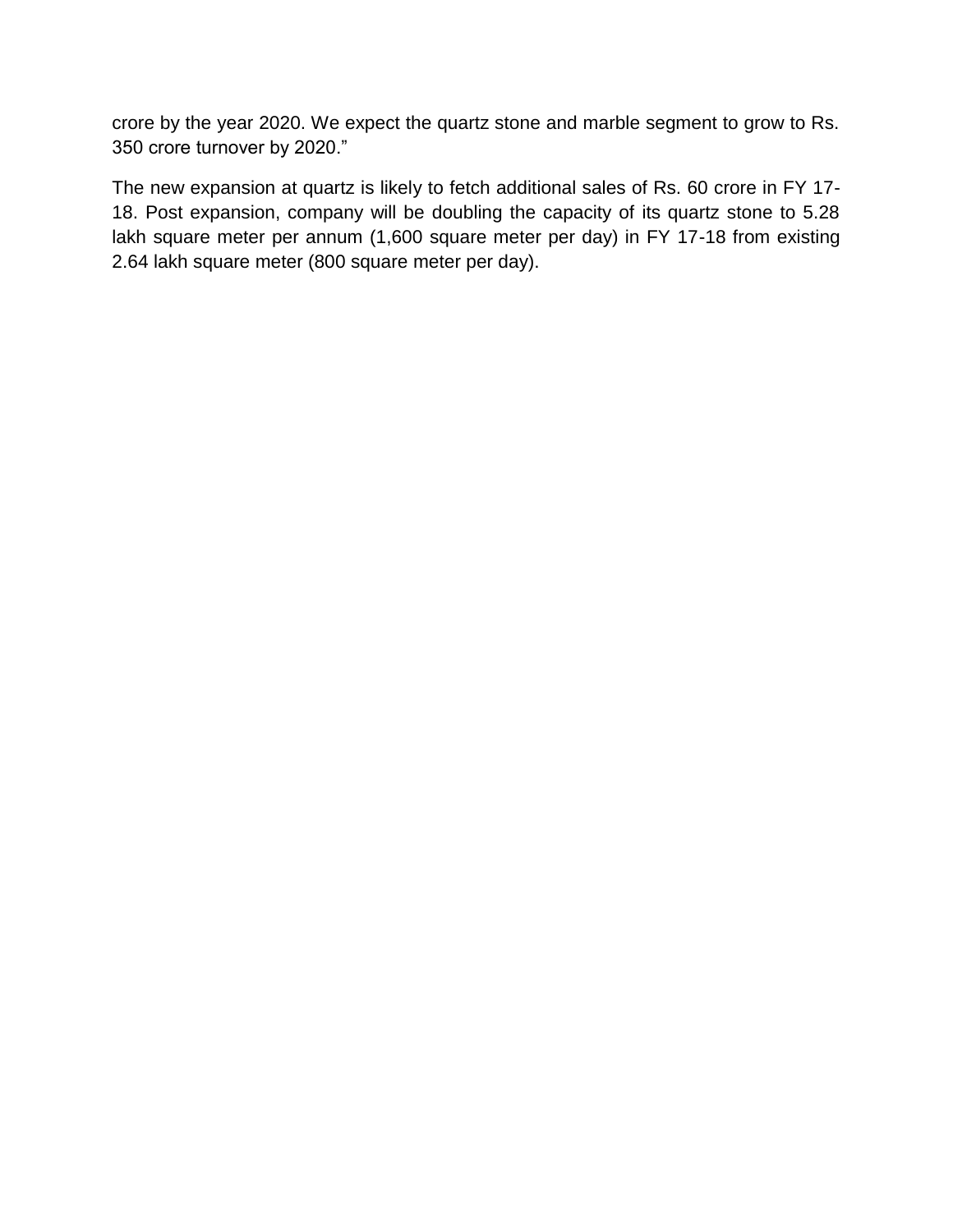crore by the year 2020. We expect the quartz stone and marble segment to grow to Rs. 350 crore turnover by 2020."

The new expansion at quartz is likely to fetch additional sales of Rs. 60 crore in FY 17-18. Post expansion, company will be doubling the capacity of its quartz stone to 5.28 lakh square meter per annum (1,600 square meter per day) in FY 17-18 from existing 2.64 lakh square meter (800 square meter per day).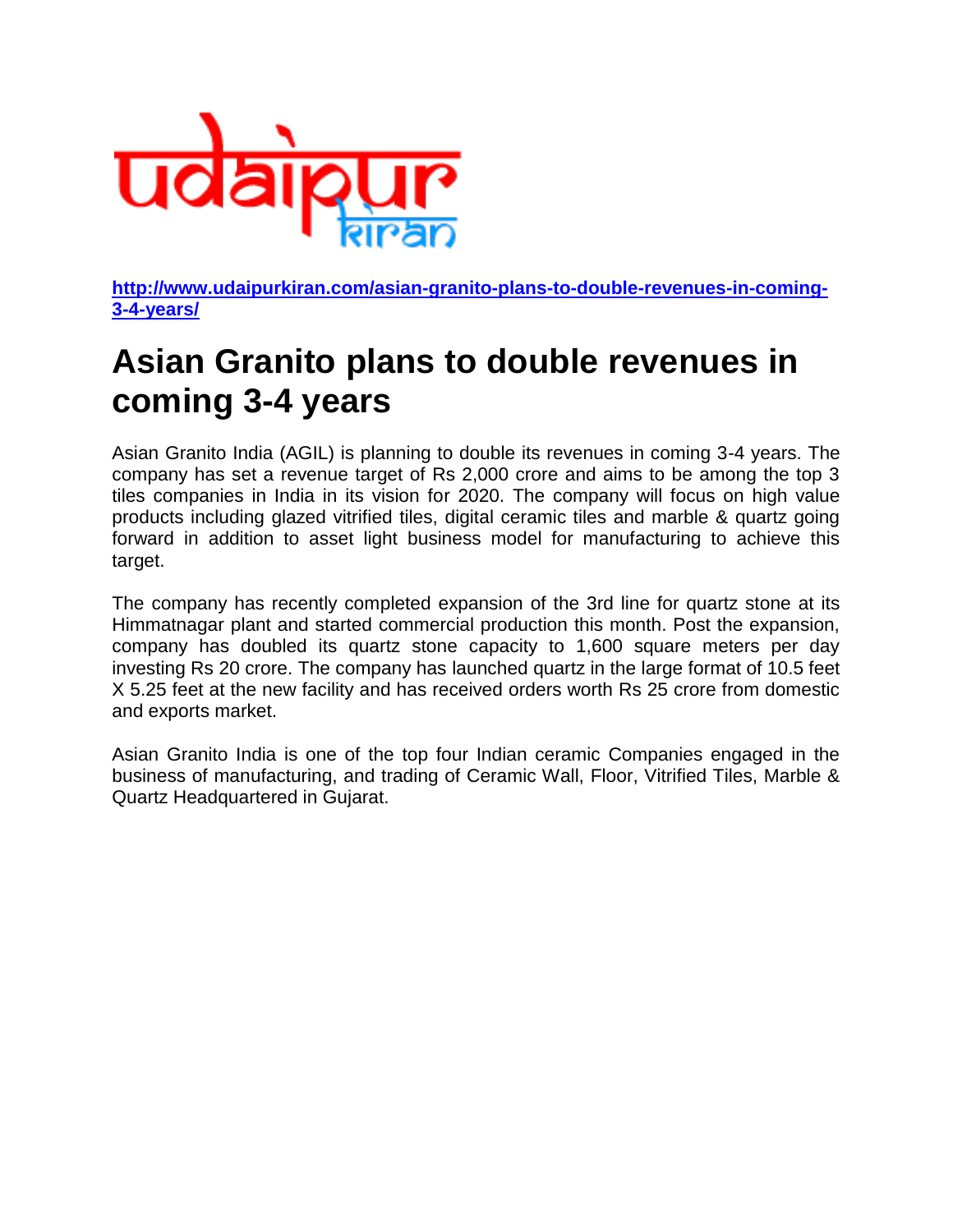udaipur kiran

[http://www.udaipurkiran.com/asian-granito-plans-to-double-revenues-in-coming-3-4-years/](http://www.udaipurkiran.com/asian-granito-plans-to-double-revenues-in-coming-3-4-years/)

# Asian Granito plans to double revenues in coming 3-4 years

Asian Granito India (AGIL) is planning to double its revenues in coming 3-4 years. The company has set a revenue target of Rs 2,000 crore and aims to be among the top 3 tiles companies in India in its vision for 2020. The company will focus on high value products including glazed vitrified tiles, digital ceramic tiles and marble & quartz going forward in addition to asset light business model for manufacturing to achieve this target.

The company has recently completed expansion of the 3rd line for quartz stone at its Himmatnagar plant and started commercial production this month. Post the expansion, company has doubled its quartz stone capacity to 1,600 square meters per day investing Rs 20 crore. The company has launched quartz in the large format of 10.5 feet X 5.25 feet at the new facility and has received orders worth Rs 25 crore from domestic and exports market.

Asian Granito India is one of the top four Indian ceramic Companies engaged in the business of manufacturing, and trading of Ceramic Wall, Floor, Vitrified Tiles, Marble & Quartz Headquartered in Gujarat.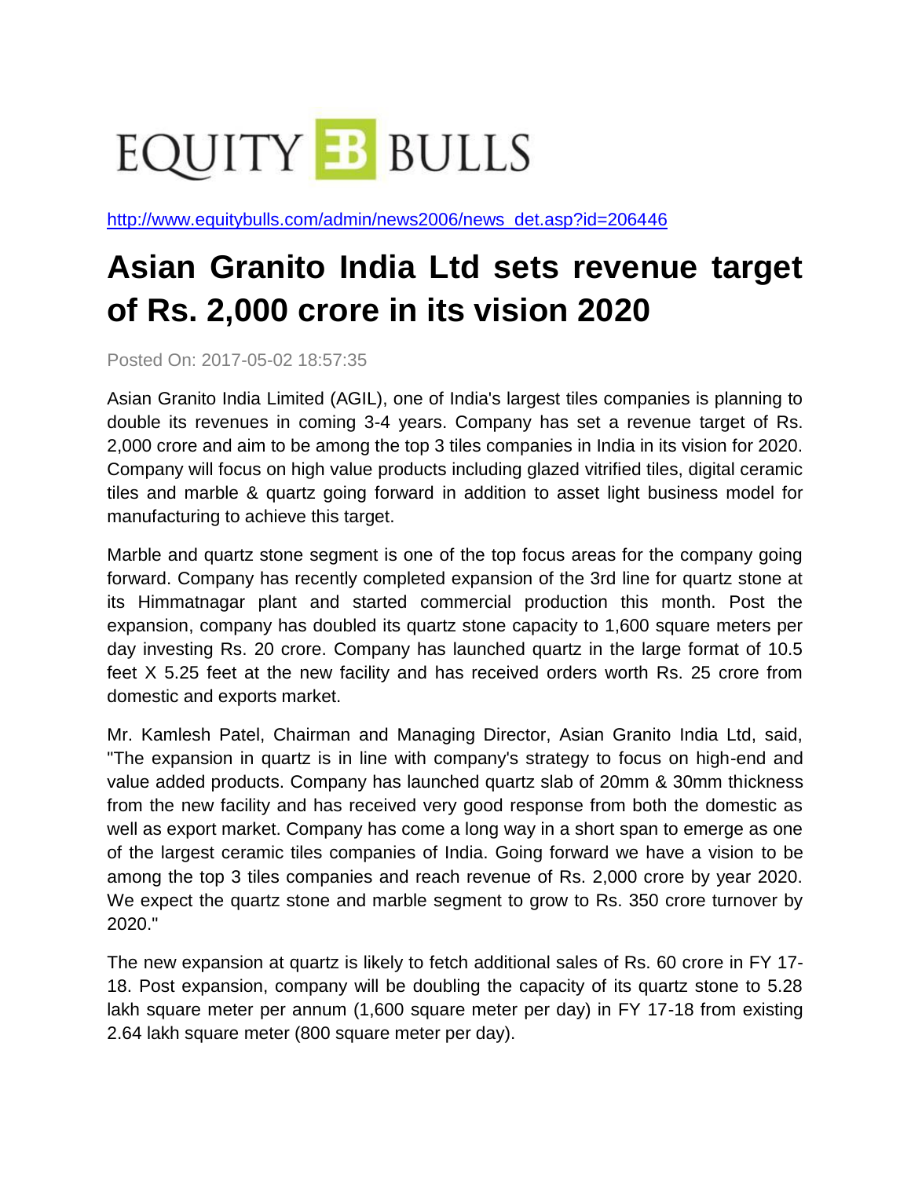EQUITY BULLS

http://www.equitybulls.com/admin/news2006/news_det.asp?id=206446

# Asian Granito India Ltd sets revenue target of Rs. 2,000 crore in its vision 2020

Posted On: 2017-05-02 18:57:35

Asian Granito India Limited (AGIL), one of India's largest tiles companies is planning to double its revenues in coming 3-4 years. Company has set a revenue target of Rs. 2,000 crore and aim to be among the top 3 tiles companies in India in its vision for 2020. Company will focus on high value products including glazed vitrified tiles, digital ceramic tiles and marble & quartz going forward in addition to asset light business model for manufacturing to achieve this target.

Marble and quartz stone segment is one of the top focus areas for the company going forward. Company has recently completed expansion of the 3rd line for quartz stone at its Himmatnagar plant and started commercial production this month. Post the expansion, company has doubled its quartz stone capacity to 1,600 square meters per day investing Rs. 20 crore. Company has launched quartz in the large format of 10.5 feet X 5.25 feet at the new facility and has received orders worth Rs. 25 crore from domestic and exports market.

Mr. Kamlesh Patel, Chairman and Managing Director, Asian Granito India Ltd, said, "The expansion in quartz is in line with company's strategy to focus on high-end and value added products. Company has launched quartz slab of 20mm & 30mm thickness from the new facility and has received very good response from both the domestic as well as export market. Company has come a long way in a short span to emerge as one of the largest ceramic tiles companies of India. Going forward we have a vision to be among the top 3 tiles companies and reach revenue of Rs. 2,000 crore by year 2020. We expect the quartz stone and marble segment to grow to Rs. 350 crore turnover by 2020."

The new expansion at quartz is likely to fetch additional sales of Rs. 60 crore in FY 17-18. Post expansion, company will be doubling the capacity of its quartz stone to 5.28 lakh square meter per annum (1,600 square meter per day) in FY 17-18 from existing 2.64 lakh square meter (800 square meter per day).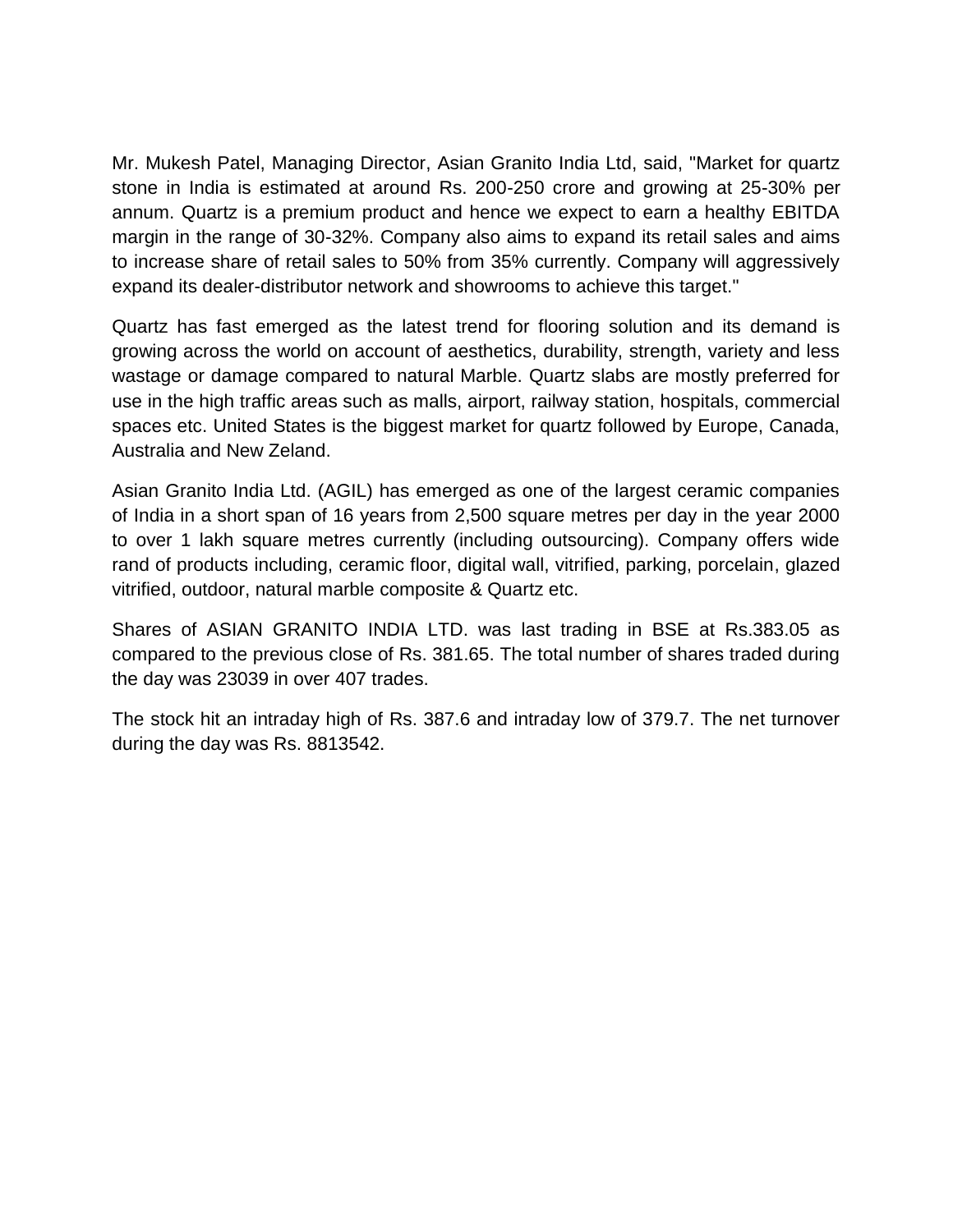Mr. Mukesh Patel, Managing Director, Asian Granito India Ltd, said, "Market for quartz stone in India is estimated at around Rs. 200-250 crore and growing at 25-30% per annum. Quartz is a premium product and hence we expect to earn a healthy EBITDA margin in the range of 30-32%. Company also aims to expand its retail sales and aims to increase share of retail sales to 50% from 35% currently. Company will aggressively expand its dealer-distributor network and showrooms to achieve this target."

Quartz has fast emerged as the latest trend for flooring solution and its demand is growing across the world on account of aesthetics, durability, strength, variety and less wastage or damage compared to natural Marble. Quartz slabs are mostly preferred for use in the high traffic areas such as malls, airport, railway station, hospitals, commercial spaces etc. United States is the biggest market for quartz followed by Europe, Canada, Australia and New Zeland.

Asian Granito India Ltd. (AGIL) has emerged as one of the largest ceramic companies of India in a short span of 16 years from 2,500 square metres per day in the year 2000 to over 1 lakh square metres currently (including outsourcing). Company offers wide rand of products including, ceramic floor, digital wall, vitrified, parking, porcelain, glazed vitrified, outdoor, natural marble composite & Quartz etc.

Shares of ASIAN GRANITO INDIA LTD. was last trading in BSE at Rs.383.05 as compared to the previous close of Rs. 381.65. The total number of shares traded during the day was 23039 in over 407 trades.

The stock hit an intraday high of Rs. 387.6 and intraday low of 379.7. The net turnover during the day was Rs. 8813542.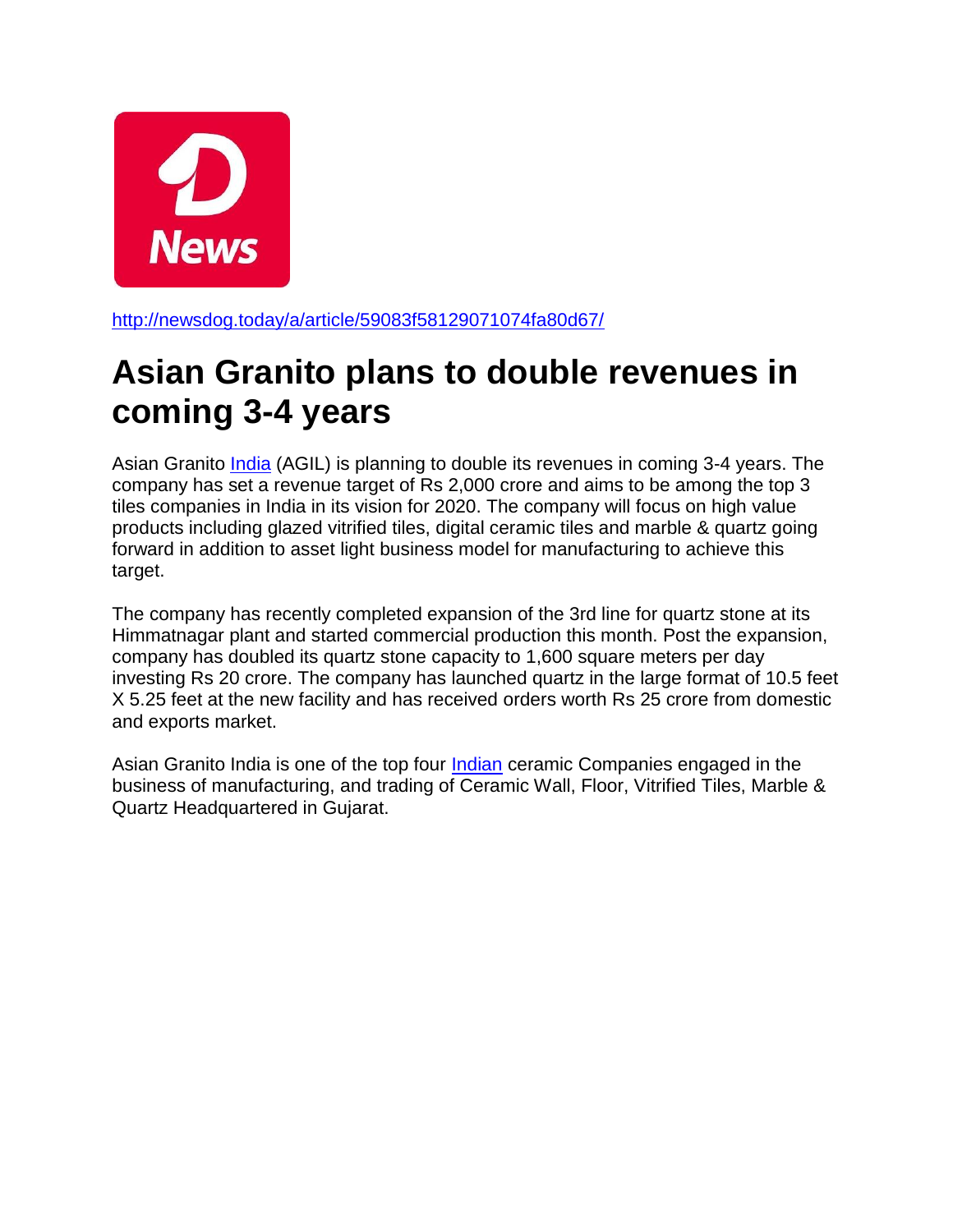http://newsdog.today/a/article/59083f58129071074fa80d67/

# Asian Granito plans to double revenues in coming 3-4 years

Asian Granito India (AGIL) is planning to double its revenues in coming 3-4 years. The company has set a revenue target of Rs 2,000 crore and aims to be among the top 3 tiles companies in India in its vision for 2020. The company will focus on high value products including glazed vitrified tiles, digital ceramic tiles and marble & quartz going forward in addition to asset light business model for manufacturing to achieve this target.

The company has recently completed expansion of the 3rd line for quartz stone at its Himmatnagar plant and started commercial production this month. Post the expansion, company has doubled its quartz stone capacity to 1,600 square meters per day investing Rs 20 crore. The company has launched quartz in the large format of 10.5 feet X 5.25 feet at the new facility and has received orders worth Rs 25 crore from domestic and exports market.

Asian Granito India is one of the top four Indian ceramic Companies engaged in the business of manufacturing, and trading of Ceramic Wall, Floor, Vitrified Tiles, Marble & Quartz Headquartered in Gujarat.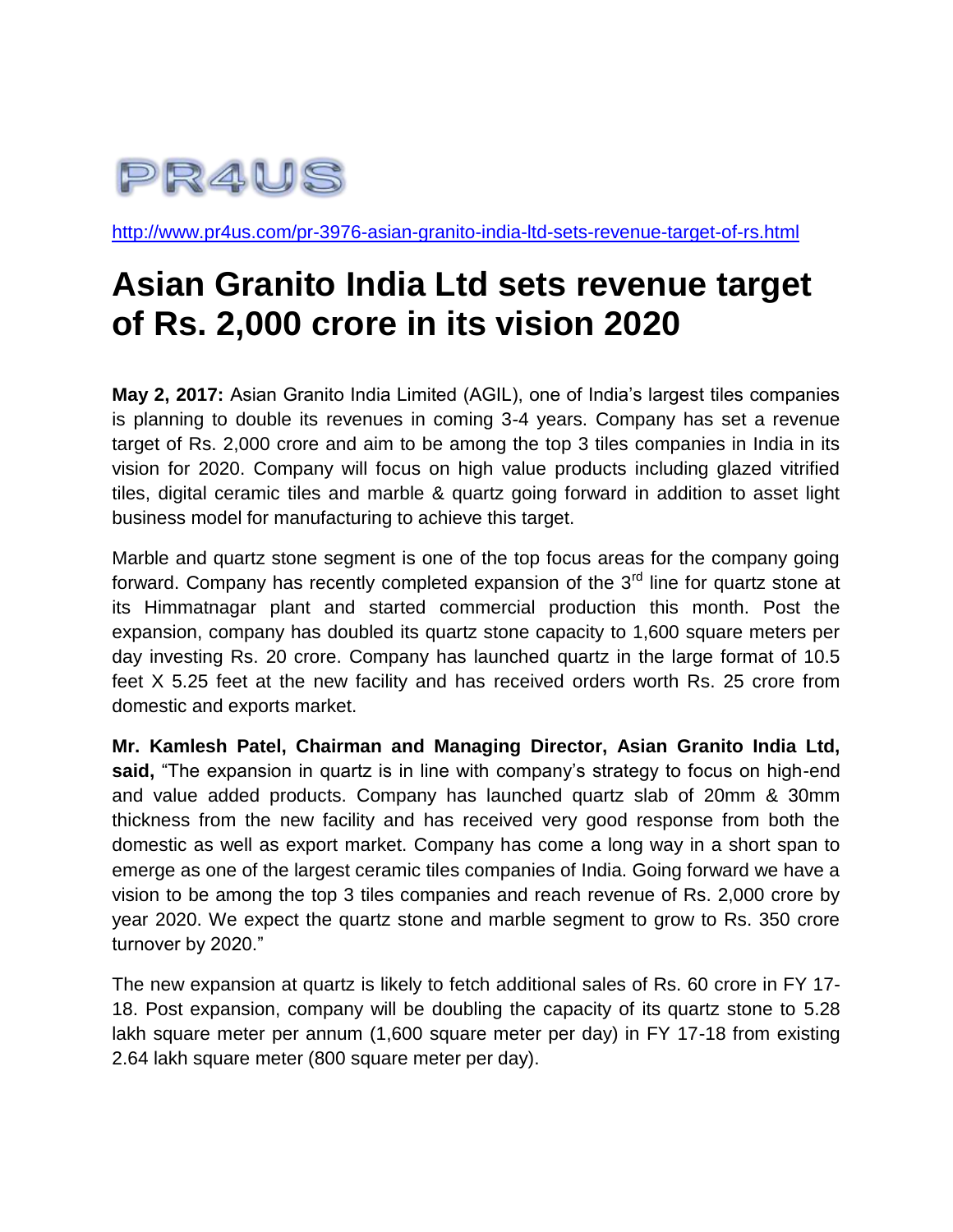PR4US

http://www.pr4us.com/pr-3976-asian-granito-india-ltd-sets-revenue-target-of-rs.html

# Asian Granito India Ltd sets revenue target of Rs. 2,000 crore in its vision 2020

**May 2, 2017:** Asian Granito India Limited (AGIL), one of India's largest tiles companies is planning to double its revenues in coming 3-4 years. Company has set a revenue target of Rs. 2,000 crore and aim to be among the top 3 tiles companies in India in its vision for 2020. Company will focus on high value products including glazed vitrified tiles, digital ceramic tiles and marble & quartz going forward in addition to asset light business model for manufacturing to achieve this target.

Marble and quartz stone segment is one of the top focus areas for the company going forward. Company has recently completed expansion of the 3rd line for quartz stone at its Himmatnagar plant and started commercial production this month. Post the expansion, company has doubled its quartz stone capacity to 1,600 square meters per day investing Rs. 20 crore. Company has launched quartz in the large format of 10.5 feet X 5.25 feet at the new facility and has received orders worth Rs. 25 crore from domestic and exports market.

**Mr. Kamlesh Patel, Chairman and Managing Director, Asian Granito India Ltd, said,** "The expansion in quartz is in line with company's strategy to focus on high-end and value added products. Company has launched quartz slab of 20mm & 30mm thickness from the new facility and has received very good response from both the domestic as well as export market. Company has come a long way in a short span to emerge as one of the largest ceramic tiles companies of India. Going forward we have a vision to be among the top 3 tiles companies and reach revenue of Rs. 2,000 crore by year 2020. We expect the quartz stone and marble segment to grow to Rs. 350 crore turnover by 2020."

The new expansion at quartz is likely to fetch additional sales of Rs. 60 crore in FY 17-18. Post expansion, company will be doubling the capacity of its quartz stone to 5.28 lakh square meter per annum (1,600 square meter per day) in FY 17-18 from existing 2.64 lakh square meter (800 square meter per day).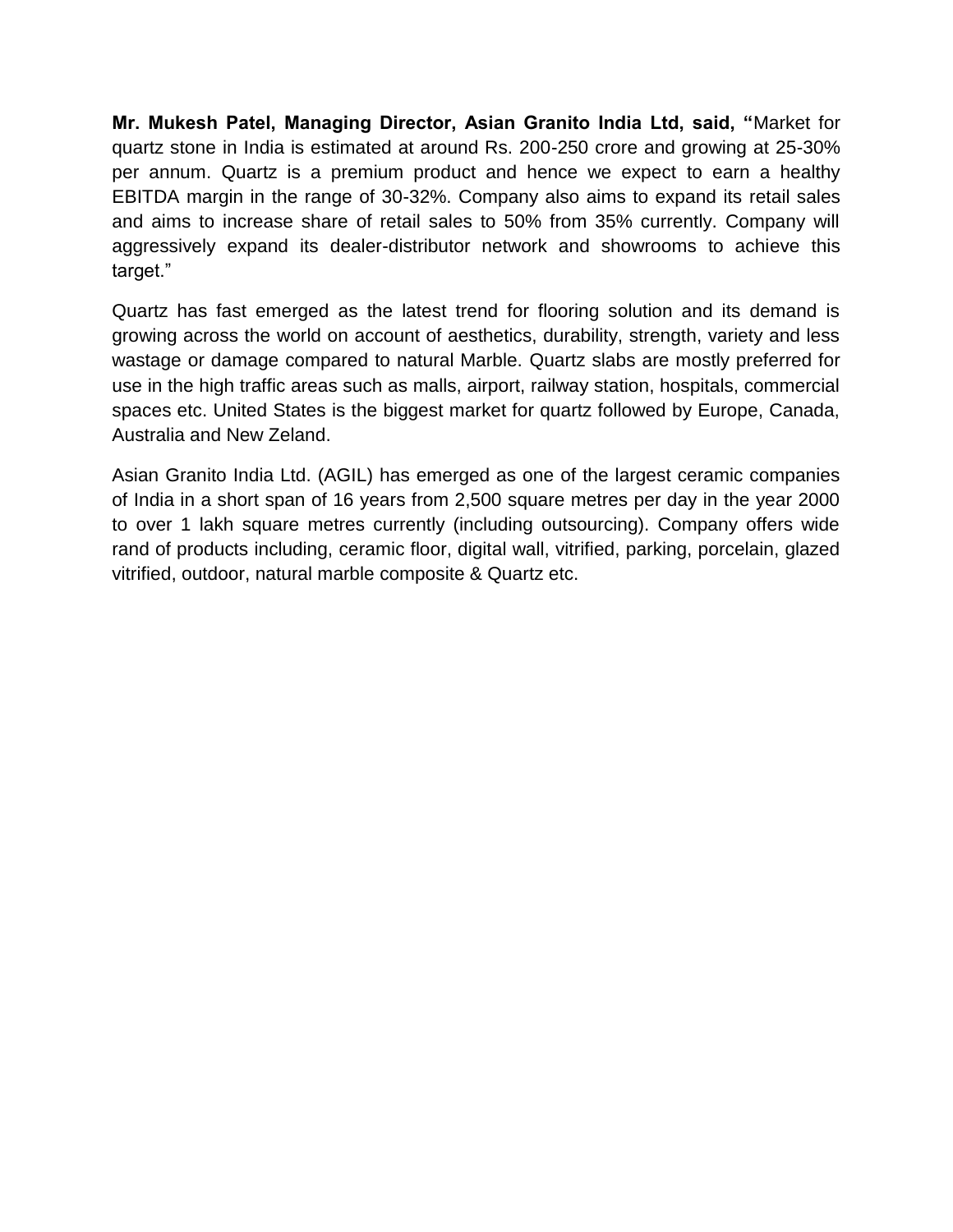**Mr. Mukesh Patel, Managing Director, Asian Granito India Ltd, said, "**Market for quartz stone in India is estimated at around Rs. 200-250 crore and growing at 25-30% per annum. Quartz is a premium product and hence we expect to earn a healthy EBITDA margin in the range of 30-32%. Company also aims to expand its retail sales and aims to increase share of retail sales to 50% from 35% currently. Company will aggressively expand its dealer-distributor network and showrooms to achieve this target."

Quartz has fast emerged as the latest trend for flooring solution and its demand is growing across the world on account of aesthetics, durability, strength, variety and less wastage or damage compared to natural Marble. Quartz slabs are mostly preferred for use in the high traffic areas such as malls, airport, railway station, hospitals, commercial spaces etc. United States is the biggest market for quartz followed by Europe, Canada, Australia and New Zeland.

Asian Granito India Ltd. (AGIL) has emerged as one of the largest ceramic companies of India in a short span of 16 years from 2,500 square metres per day in the year 2000 to over 1 lakh square metres currently (including outsourcing). Company offers wide rand of products including, ceramic floor, digital wall, vitrified, parking, porcelain, glazed vitrified, outdoor, natural marble composite & Quartz etc.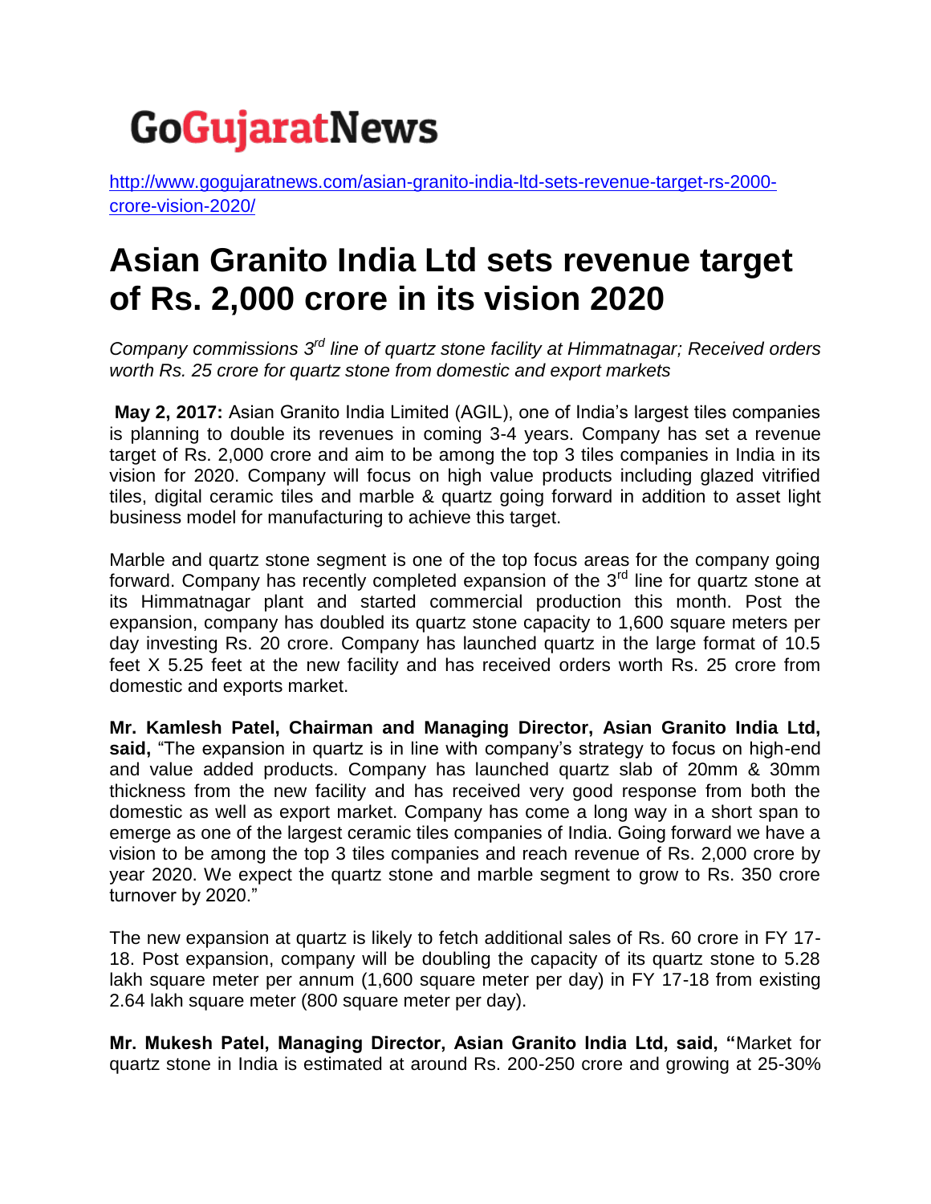GoGujaratNews

http://www.gogujaratnews.com/asian-granito-india-ltd-sets-revenue-target-rs-2000-crore-vision-2020/

# Asian Granito India Ltd sets revenue target of Rs. 2,000 crore in its vision 2020

*Company commissions 3rd line of quartz stone facility at Himmatnagar; Received orders worth Rs. 25 crore for quartz stone from domestic and export markets*

**May 2, 2017:** Asian Granito India Limited (AGIL), one of India's largest tiles companies is planning to double its revenues in coming 3-4 years. Company has set a revenue target of Rs. 2,000 crore and aim to be among the top 3 tiles companies in India in its vision for 2020. Company will focus on high value products including glazed vitrified tiles, digital ceramic tiles and marble & quartz going forward in addition to asset light business model for manufacturing to achieve this target.

Marble and quartz stone segment is one of the top focus areas for the company going forward. Company has recently completed expansion of the 3rd line for quartz stone at its Himmatnagar plant and started commercial production this month. Post the expansion, company has doubled its quartz stone capacity to 1,600 square meters per day investing Rs. 20 crore. Company has launched quartz in the large format of 10.5 feet X 5.25 feet at the new facility and has received orders worth Rs. 25 crore from domestic and exports market.

**Mr. Kamlesh Patel, Chairman and Managing Director, Asian Granito India Ltd, said,** "The expansion in quartz is in line with company's strategy to focus on high-end and value added products. Company has launched quartz slab of 20mm & 30mm thickness from the new facility and has received very good response from both the domestic as well as export market. Company has come a long way in a short span to emerge as one of the largest ceramic tiles companies of India. Going forward we have a vision to be among the top 3 tiles companies and reach revenue of Rs. 2,000 crore by year 2020. We expect the quartz stone and marble segment to grow to Rs. 350 crore turnover by 2020."

The new expansion at quartz is likely to fetch additional sales of Rs. 60 crore in FY 17-18. Post expansion, company will be doubling the capacity of its quartz stone to 5.28 lakh square meter per annum (1,600 square meter per day) in FY 17-18 from existing 2.64 lakh square meter (800 square meter per day).

**Mr. Mukesh Patel, Managing Director, Asian Granito India Ltd, said, "**Market for quartz stone in India is estimated at around Rs. 200-250 crore and growing at 25-30%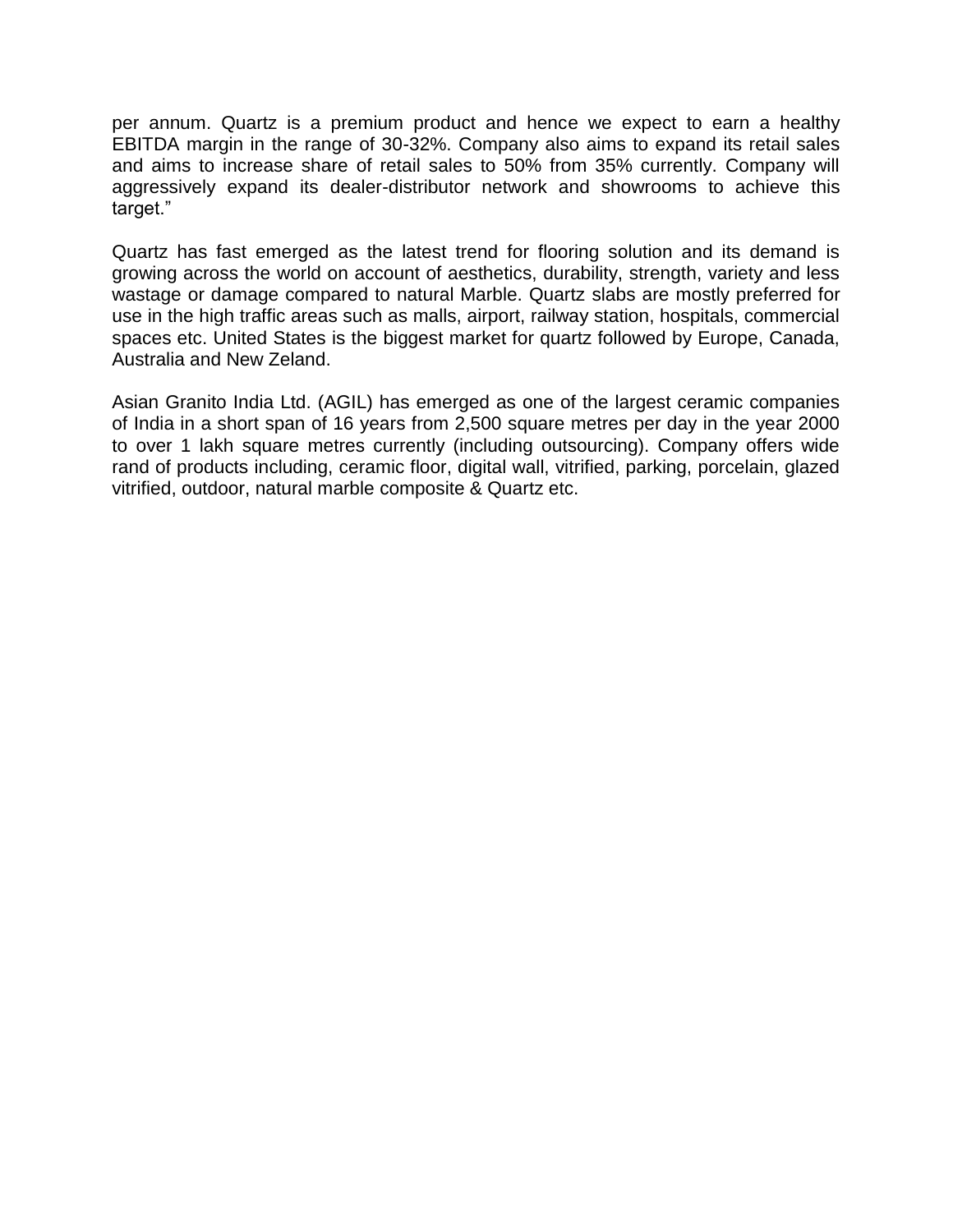per annum. Quartz is a premium product and hence we expect to earn a healthy EBITDA margin in the range of 30-32%. Company also aims to expand its retail sales and aims to increase share of retail sales to 50% from 35% currently. Company will aggressively expand its dealer-distributor network and showrooms to achieve this target."

Quartz has fast emerged as the latest trend for flooring solution and its demand is growing across the world on account of aesthetics, durability, strength, variety and less wastage or damage compared to natural Marble. Quartz slabs are mostly preferred for use in the high traffic areas such as malls, airport, railway station, hospitals, commercial spaces etc. United States is the biggest market for quartz followed by Europe, Canada, Australia and New Zeland.

Asian Granito India Ltd. (AGIL) has emerged as one of the largest ceramic companies of India in a short span of 16 years from 2,500 square metres per day in the year 2000 to over 1 lakh square metres currently (including outsourcing). Company offers wide rand of products including, ceramic floor, digital wall, vitrified, parking, porcelain, glazed vitrified, outdoor, natural marble composite & Quartz etc.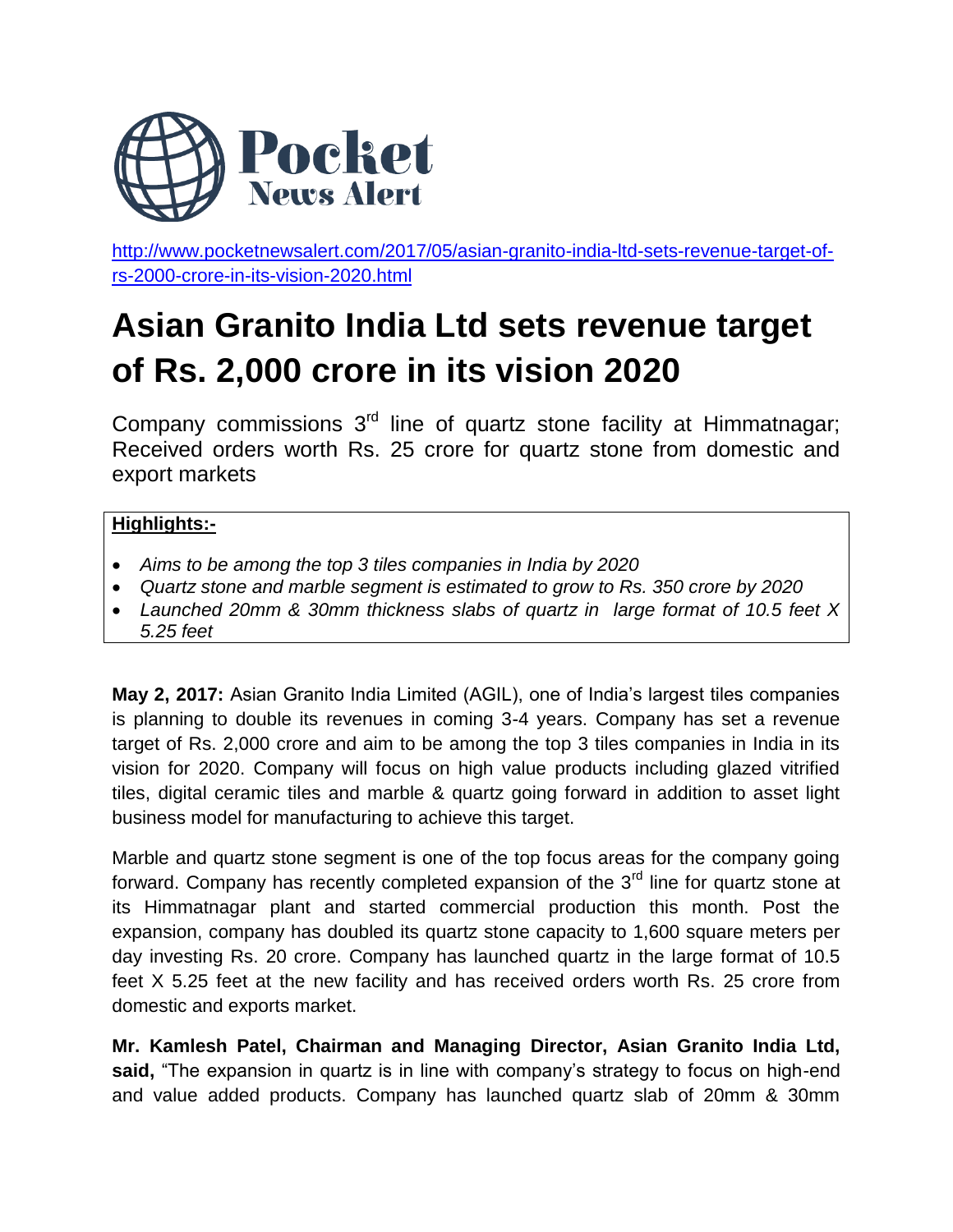http://www.pocketnewsalert.com/2017/05/asian-granito-india-ltd-sets-revenue-target-of-rs-2000-crore-in-its-vision-2020.html

# Asian Granito India Ltd sets revenue target of Rs. 2,000 crore in its vision 2020

Company commissions 3rd line of quartz stone facility at Himmatnagar; Received orders worth Rs. 25 crore for quartz stone from domestic and export markets

**Highlights:-**

- *Aims to be among the top 3 tiles companies in India by 2020*
- *Quartz stone and marble segment is estimated to grow to Rs. 350 crore by 2020*
- *Launched 20mm & 30mm thickness slabs of quartz in large format of 10.5 feet X 5.25 feet*

**May 2, 2017:** Asian Granito India Limited (AGIL), one of India's largest tiles companies is planning to double its revenues in coming 3-4 years. Company has set a revenue target of Rs. 2,000 crore and aim to be among the top 3 tiles companies in India in its vision for 2020. Company will focus on high value products including glazed vitrified tiles, digital ceramic tiles and marble & quartz going forward in addition to asset light business model for manufacturing to achieve this target.

Marble and quartz stone segment is one of the top focus areas for the company going forward. Company has recently completed expansion of the 3rd line for quartz stone at its Himmatnagar plant and started commercial production this month. Post the expansion, company has doubled its quartz stone capacity to 1,600 square meters per day investing Rs. 20 crore. Company has launched quartz in the large format of 10.5 feet X 5.25 feet at the new facility and has received orders worth Rs. 25 crore from domestic and exports market.

**Mr. Kamlesh Patel, Chairman and Managing Director, Asian Granito India Ltd, said,** "The expansion in quartz is in line with company's strategy to focus on high-end and value added products. Company has launched quartz slab of 20mm & 30mm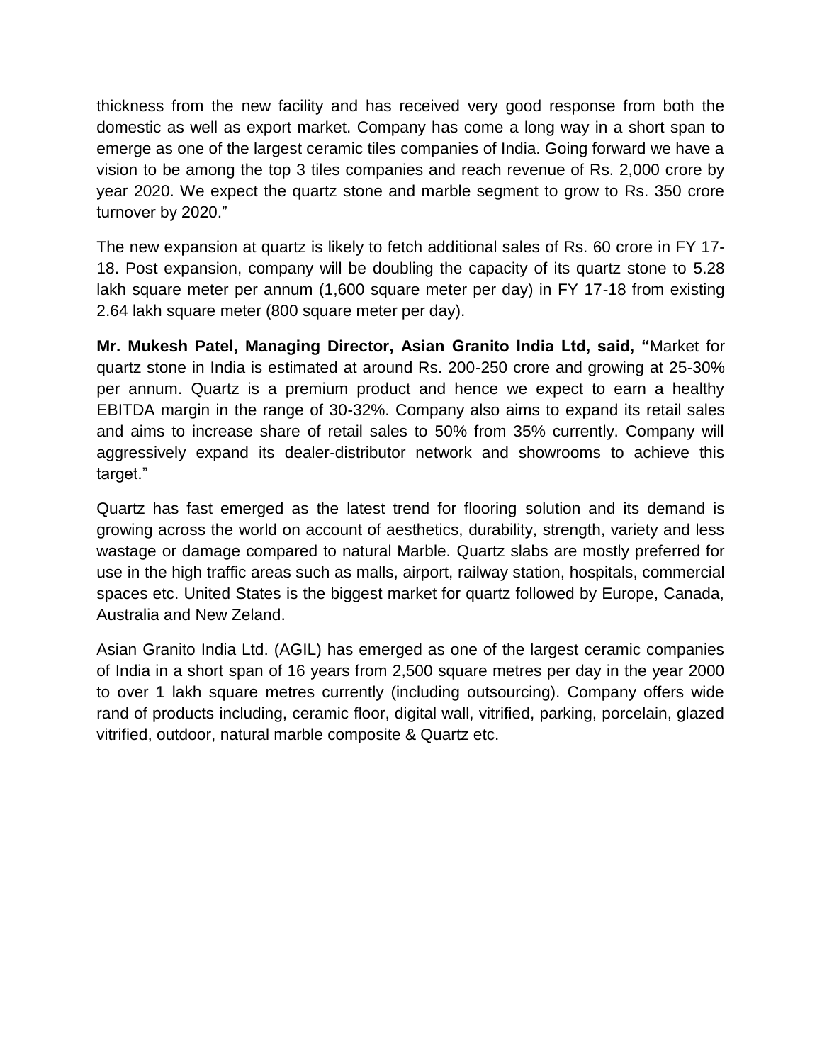thickness from the new facility and has received very good response from both the domestic as well as export market. Company has come a long way in a short span to emerge as one of the largest ceramic tiles companies of India. Going forward we have a vision to be among the top 3 tiles companies and reach revenue of Rs. 2,000 crore by year 2020. We expect the quartz stone and marble segment to grow to Rs. 350 crore turnover by 2020."

The new expansion at quartz is likely to fetch additional sales of Rs. 60 crore in FY 17-18. Post expansion, company will be doubling the capacity of its quartz stone to 5.28 lakh square meter per annum (1,600 square meter per day) in FY 17-18 from existing 2.64 lakh square meter (800 square meter per day).

**Mr. Mukesh Patel, Managing Director, Asian Granito India Ltd, said, "**Market for quartz stone in India is estimated at around Rs. 200-250 crore and growing at 25-30% per annum. Quartz is a premium product and hence we expect to earn a healthy EBITDA margin in the range of 30-32%. Company also aims to expand its retail sales and aims to increase share of retail sales to 50% from 35% currently. Company will aggressively expand its dealer-distributor network and showrooms to achieve this target."

Quartz has fast emerged as the latest trend for flooring solution and its demand is growing across the world on account of aesthetics, durability, strength, variety and less wastage or damage compared to natural Marble. Quartz slabs are mostly preferred for use in the high traffic areas such as malls, airport, railway station, hospitals, commercial spaces etc. United States is the biggest market for quartz followed by Europe, Canada, Australia and New Zeland.

Asian Granito India Ltd. (AGIL) has emerged as one of the largest ceramic companies of India in a short span of 16 years from 2,500 square metres per day in the year 2000 to over 1 lakh square metres currently (including outsourcing). Company offers wide rand of products including, ceramic floor, digital wall, vitrified, parking, porcelain, glazed vitrified, outdoor, natural marble composite & Quartz etc.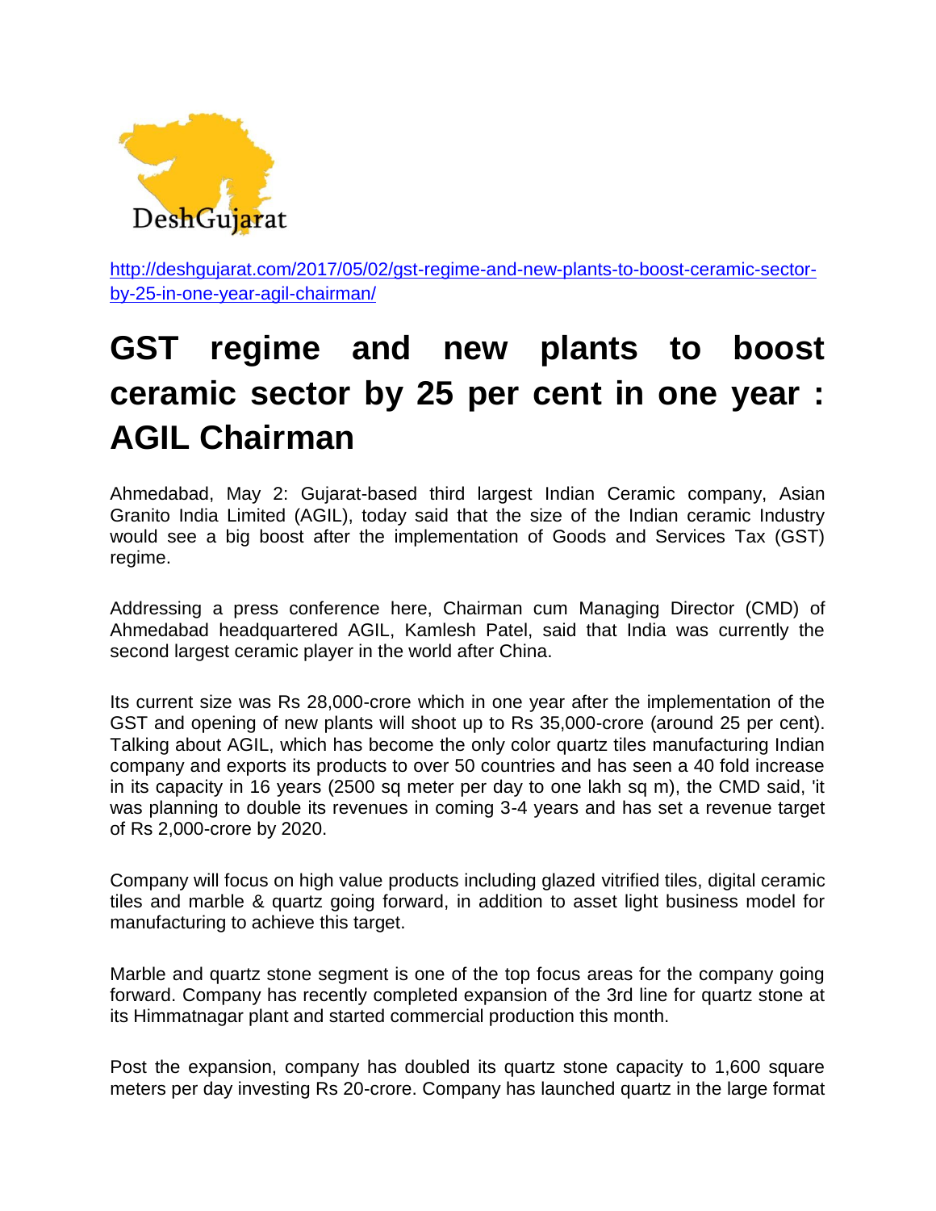DeshGujarat

http://deshgujarat.com/2017/05/02/gst-regime-and-new-plants-to-boost-ceramic-sector-by-25-in-one-year-agil-chairman/

# GST regime and new plants to boost ceramic sector by 25 per cent in one year : AGIL Chairman

Ahmedabad, May 2: Gujarat-based third largest Indian Ceramic company, Asian Granito India Limited (AGIL), today said that the size of the Indian ceramic Industry would see a big boost after the implementation of Goods and Services Tax (GST) regime.

Addressing a press conference here, Chairman cum Managing Director (CMD) of Ahmedabad headquartered AGIL, Kamlesh Patel, said that India was currently the second largest ceramic player in the world after China.

Its current size was Rs 28,000-crore which in one year after the implementation of the GST and opening of new plants will shoot up to Rs 35,000-crore (around 25 per cent). Talking about AGIL, which has become the only color quartz tiles manufacturing Indian company and exports its products to over 50 countries and has seen a 40 fold increase in its capacity in 16 years (2500 sq meter per day to one lakh sq m), the CMD said, 'it was planning to double its revenues in coming 3-4 years and has set a revenue target of Rs 2,000-crore by 2020.

Company will focus on high value products including glazed vitrified tiles, digital ceramic tiles and marble & quartz going forward, in addition to asset light business model for manufacturing to achieve this target.

Marble and quartz stone segment is one of the top focus areas for the company going forward. Company has recently completed expansion of the 3rd line for quartz stone at its Himmatnagar plant and started commercial production this month.

Post the expansion, company has doubled its quartz stone capacity to 1,600 square meters per day investing Rs 20-crore. Company has launched quartz in the large format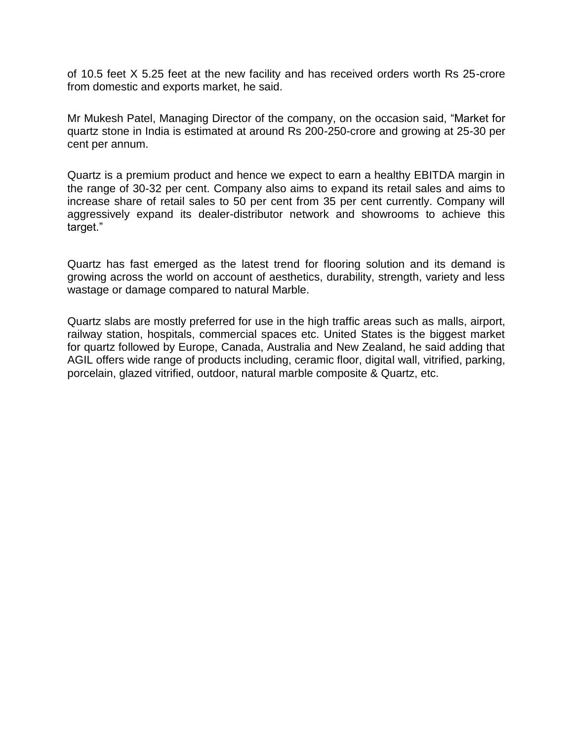of 10.5 feet X 5.25 feet at the new facility and has received orders worth Rs 25-crore from domestic and exports market, he said.

Mr Mukesh Patel, Managing Director of the company, on the occasion said, "Market for quartz stone in India is estimated at around Rs 200-250-crore and growing at 25-30 per cent per annum.

Quartz is a premium product and hence we expect to earn a healthy EBITDA margin in the range of 30-32 per cent. Company also aims to expand its retail sales and aims to increase share of retail sales to 50 per cent from 35 per cent currently. Company will aggressively expand its dealer-distributor network and showrooms to achieve this target."

Quartz has fast emerged as the latest trend for flooring solution and its demand is growing across the world on account of aesthetics, durability, strength, variety and less wastage or damage compared to natural Marble.

Quartz slabs are mostly preferred for use in the high traffic areas such as malls, airport, railway station, hospitals, commercial spaces etc. United States is the biggest market for quartz followed by Europe, Canada, Australia and New Zealand, he said adding that AGIL offers wide range of products including, ceramic floor, digital wall, vitrified, parking, porcelain, glazed vitrified, outdoor, natural marble composite & Quartz, etc.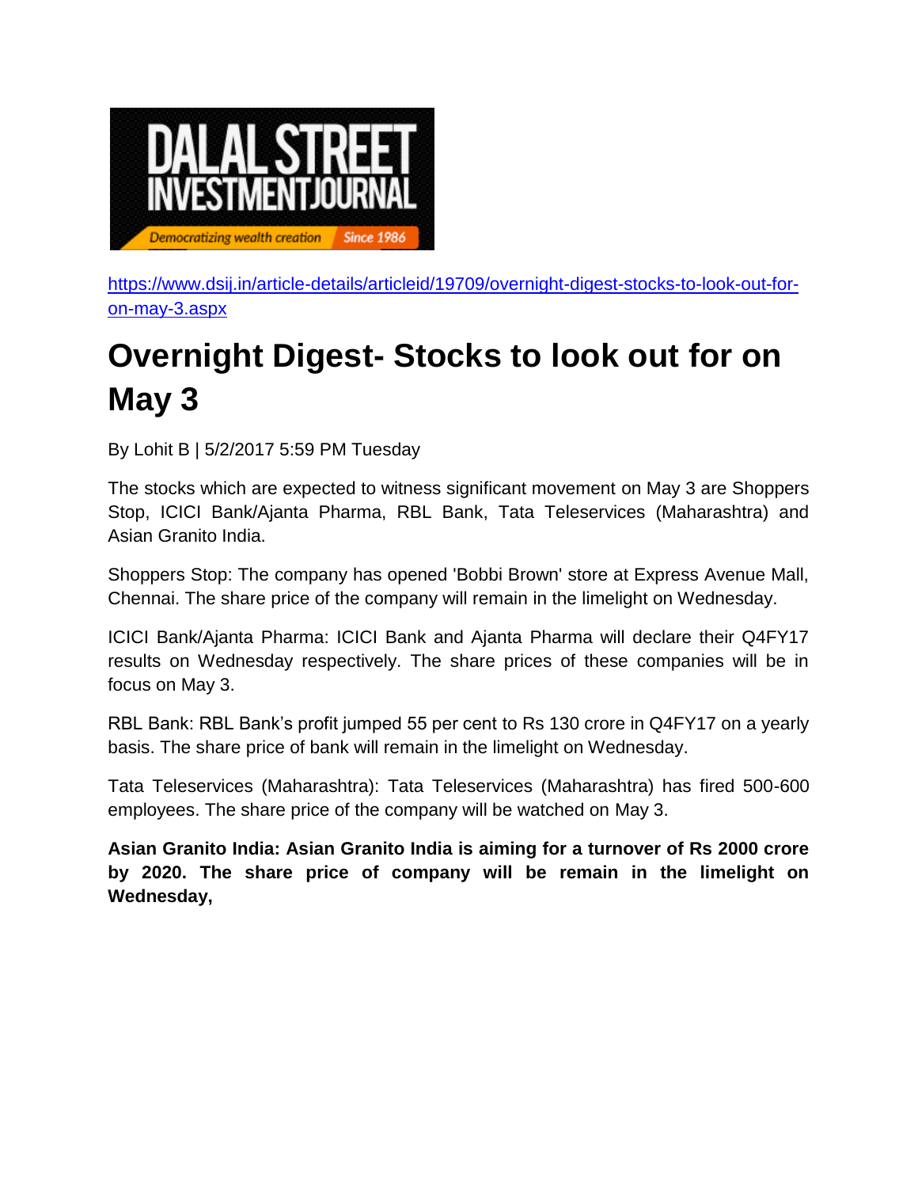DALAL STREET INVESTMENTJOURNAL

Democratizing wealth creation Since 1986

https://www.dsij.in/article-details/articleid/19709/overnight-digest-stocks-to-look-out-for-on-may-3.aspx

# Overnight Digest- Stocks to look out for on May 3

By Lohit B | 5/2/2017 5:59 PM Tuesday

The stocks which are expected to witness significant movement on May 3 are Shoppers Stop, ICICI Bank/Ajanta Pharma, RBL Bank, Tata Teleservices (Maharashtra) and Asian Granito India.

Shoppers Stop: The company has opened 'Bobbi Brown' store at Express Avenue Mall, Chennai. The share price of the company will remain in the limelight on Wednesday.

ICICI Bank/Ajanta Pharma: ICICI Bank and Ajanta Pharma will declare their Q4FY17 results on Wednesday respectively. The share prices of these companies will be in focus on May 3.

RBL Bank: RBL Bank's profit jumped 55 per cent to Rs 130 crore in Q4FY17 on a yearly basis. The share price of bank will remain in the limelight on Wednesday.

Tata Teleservices (Maharashtra): Tata Teleservices (Maharashtra) has fired 500-600 employees. The share price of the company will be watched on May 3.

**Asian Granito India: Asian Granito India is aiming for a turnover of Rs 2000 crore by 2020. The share price of company will be remain in the limelight on Wednesday,**